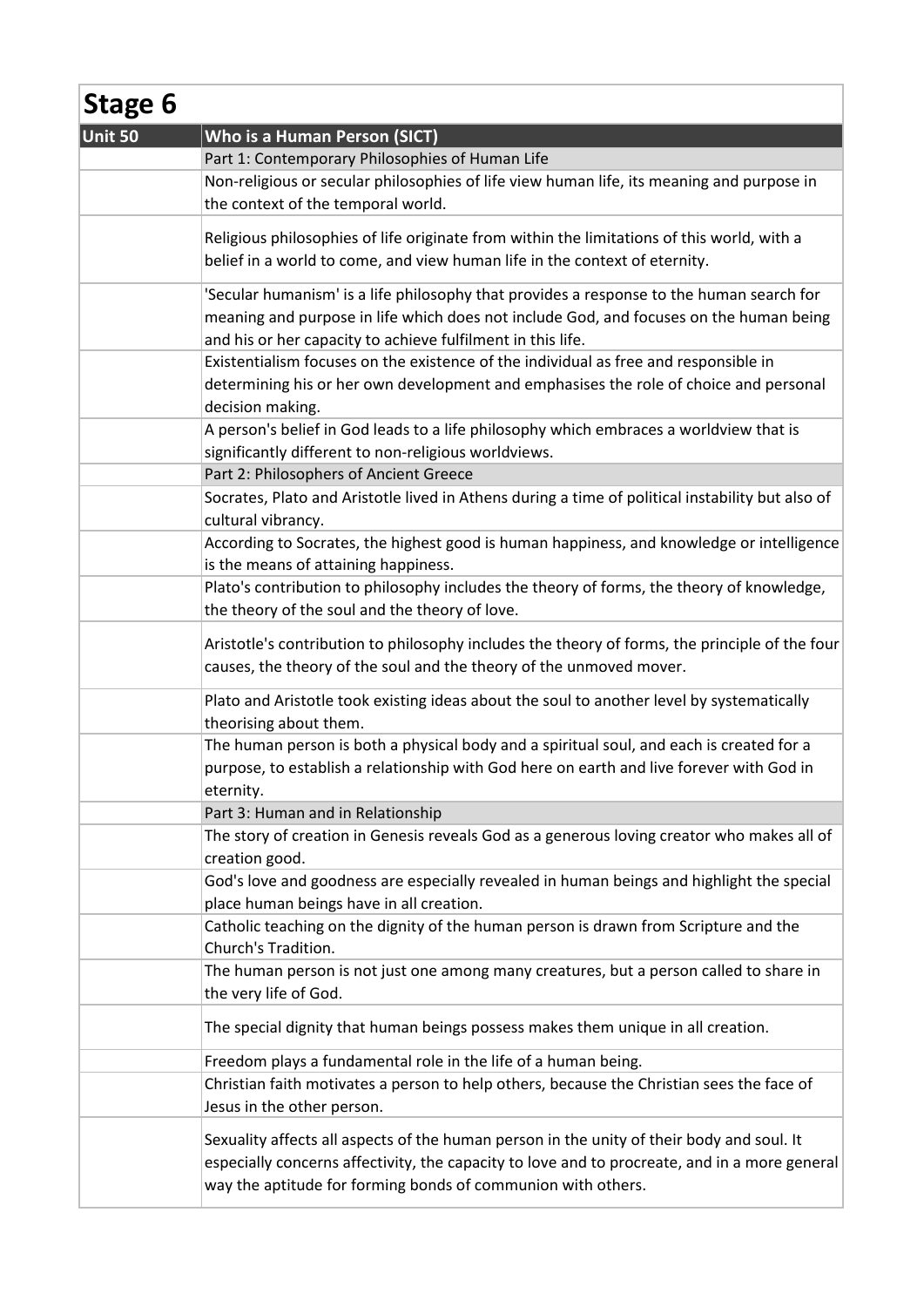| Stage 6 | |
|---|---|
| **Unit 50** | **Who is a Human Person (SICT)** |
| | Part 1: Contemporary Philosophies of Human Life |
| | Non-religious or secular philosophies of life view human life, its meaning and purpose in the context of the temporal world. |
| | Religious philosophies of life originate from within the limitations of this world, with a belief in a world to come, and view human life in the context of eternity. |
| | 'Secular humanism' is a life philosophy that provides a response to the human search for meaning and purpose in life which does not include God, and focuses on the human being and his or her capacity to achieve fulfilment in this life. |
| | Existentialism focuses on the existence of the individual as free and responsible in determining his or her own development and emphasises the role of choice and personal decision making. |
| | A person's belief in God leads to a life philosophy which embraces a worldview that is significantly different to non-religious worldviews. |
| | Part 2: Philosophers of Ancient Greece |
| | Socrates, Plato and Aristotle lived in Athens during a time of political instability but also of cultural vibrancy. |
| | According to Socrates, the highest good is human happiness, and knowledge or intelligence is the means of attaining happiness. |
| | Plato's contribution to philosophy includes the theory of forms, the theory of knowledge, the theory of the soul and the theory of love. |
| | Aristotle's contribution to philosophy includes the theory of forms, the principle of the four causes, the theory of the soul and the theory of the unmoved mover. |
| | Plato and Aristotle took existing ideas about the soul to another level by systematically theorising about them. |
| | The human person is both a physical body and a spiritual soul, and each is created for a purpose, to establish a relationship with God here on earth and live forever with God in eternity. |
| | Part 3: Human and in Relationship |
| | The story of creation in Genesis reveals God as a generous loving creator who makes all of creation good. |
| | God's love and goodness are especially revealed in human beings and highlight the special place human beings have in all creation. |
| | Catholic teaching on the dignity of the human person is drawn from Scripture and the Church's Tradition. |
| | The human person is not just one among many creatures, but a person called to share in the very life of God. |
| | The special dignity that human beings possess makes them unique in all creation. |
| | Freedom plays a fundamental role in the life of a human being. |
| | Christian faith motivates a person to help others, because the Christian sees the face of Jesus in the other person. |
| | Sexuality affects all aspects of the human person in the unity of their body and soul. It especially concerns affectivity, the capacity to love and to procreate, and in a more general way the aptitude for forming bonds of communion with others. |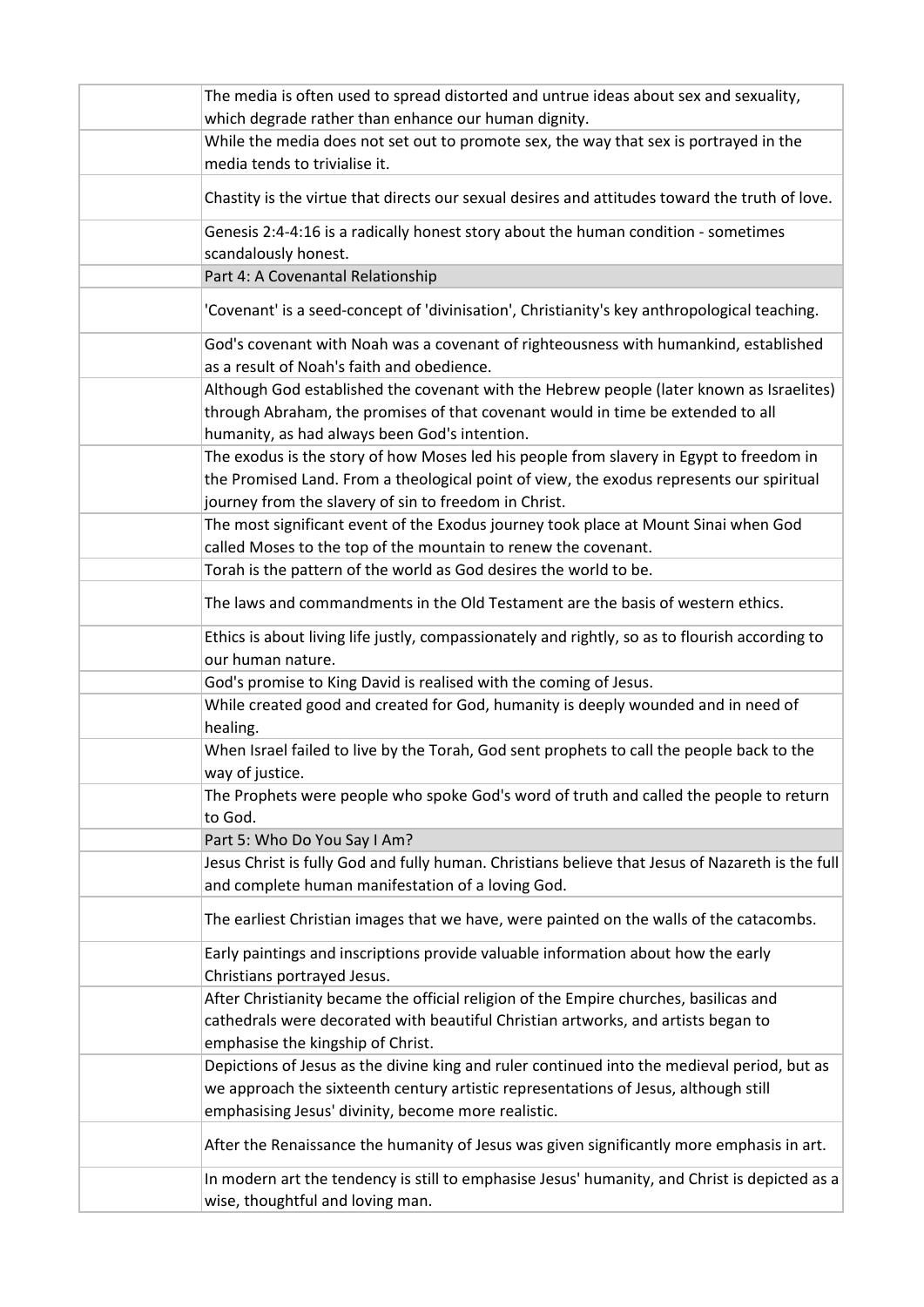| | |
|---|---|
| | The media is often used to spread distorted and untrue ideas about sex and sexuality, which degrade rather than enhance our human dignity. |
| | While the media does not set out to promote sex, the way that sex is portrayed in the media tends to trivialise it. |
| | Chastity is the virtue that directs our sexual desires and attitudes toward the truth of love. |
| | Genesis 2:4-4:16 is a radically honest story about the human condition - sometimes scandalously honest. |
| | Part 4: A Covenantal Relationship |
| | 'Covenant' is a seed-concept of 'divinisation', Christianity's key anthropological teaching. |
| | God's covenant with Noah was a covenant of righteousness with humankind, established as a result of Noah's faith and obedience. |
| | Although God established the covenant with the Hebrew people (later known as Israelites) through Abraham, the promises of that covenant would in time be extended to all humanity, as had always been God's intention. |
| | The exodus is the story of how Moses led his people from slavery in Egypt to freedom in the Promised Land. From a theological point of view, the exodus represents our spiritual journey from the slavery of sin to freedom in Christ. |
| | The most significant event of the Exodus journey took place at Mount Sinai when God called Moses to the top of the mountain to renew the covenant. |
| | Torah is the pattern of the world as God desires the world to be. |
| | The laws and commandments in the Old Testament are the basis of western ethics. |
| | Ethics is about living life justly, compassionately and rightly, so as to flourish according to our human nature. |
| | God's promise to King David is realised with the coming of Jesus. |
| | While created good and created for God, humanity is deeply wounded and in need of healing. |
| | When Israel failed to live by the Torah, God sent prophets to call the people back to the way of justice. |
| | The Prophets were people who spoke God's word of truth and called the people to return to God. |
| | Part 5: Who Do You Say I Am? |
| | Jesus Christ is fully God and fully human. Christians believe that Jesus of Nazareth is the full and complete human manifestation of a loving God. |
| | The earliest Christian images that we have, were painted on the walls of the catacombs. |
| | Early paintings and inscriptions provide valuable information about how the early Christians portrayed Jesus. |
| | After Christianity became the official religion of the Empire churches, basilicas and cathedrals were decorated with beautiful Christian artworks, and artists began to emphasise the kingship of Christ. |
| | Depictions of Jesus as the divine king and ruler continued into the medieval period, but as we approach the sixteenth century artistic representations of Jesus, although still emphasising Jesus' divinity, become more realistic. |
| | After the Renaissance the humanity of Jesus was given significantly more emphasis in art. |
| | In modern art the tendency is still to emphasise Jesus' humanity, and Christ is depicted as a wise, thoughtful and loving man. |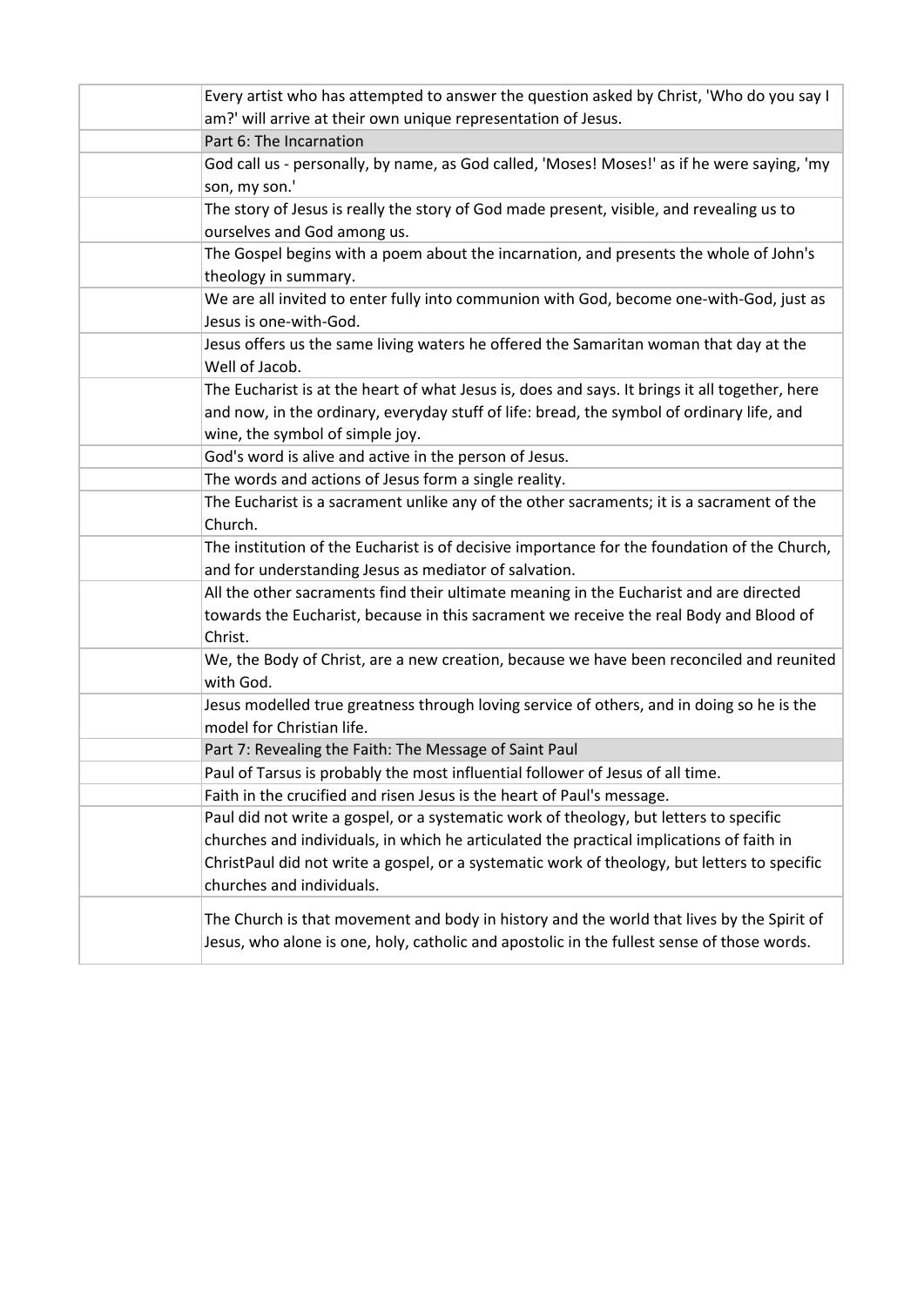| | |
|---|---|
| | Every artist who has attempted to answer the question asked by Christ, 'Who do you say I am?' will arrive at their own unique representation of Jesus. |
| | Part 6: The Incarnation |
| | God call us - personally, by name, as God called, 'Moses! Moses!' as if he were saying, 'my son, my son.' |
| | The story of Jesus is really the story of God made present, visible, and revealing us to ourselves and God among us. |
| | The Gospel begins with a poem about the incarnation, and presents the whole of John's theology in summary. |
| | We are all invited to enter fully into communion with God, become one-with-God, just as Jesus is one-with-God. |
| | Jesus offers us the same living waters he offered the Samaritan woman that day at the Well of Jacob. |
| | The Eucharist is at the heart of what Jesus is, does and says. It brings it all together, here and now, in the ordinary, everyday stuff of life: bread, the symbol of ordinary life, and wine, the symbol of simple joy. |
| | God's word is alive and active in the person of Jesus. |
| | The words and actions of Jesus form a single reality. |
| | The Eucharist is a sacrament unlike any of the other sacraments; it is a sacrament of the Church. |
| | The institution of the Eucharist is of decisive importance for the foundation of the Church, and for understanding Jesus as mediator of salvation. |
| | All the other sacraments find their ultimate meaning in the Eucharist and are directed towards the Eucharist, because in this sacrament we receive the real Body and Blood of Christ. |
| | We, the Body of Christ, are a new creation, because we have been reconciled and reunited with God. |
| | Jesus modelled true greatness through loving service of others, and in doing so he is the model for Christian life. |
| | Part 7: Revealing the Faith: The Message of Saint Paul |
| | Paul of Tarsus is probably the most influential follower of Jesus of all time. |
| | Faith in the crucified and risen Jesus is the heart of Paul's message. |
| | Paul did not write a gospel, or a systematic work of theology, but letters to specific churches and individuals, in which he articulated the practical implications of faith in ChristPaul did not write a gospel, or a systematic work of theology, but letters to specific churches and individuals. |
| | The Church is that movement and body in history and the world that lives by the Spirit of Jesus, who alone is one, holy, catholic and apostolic in the fullest sense of those words. |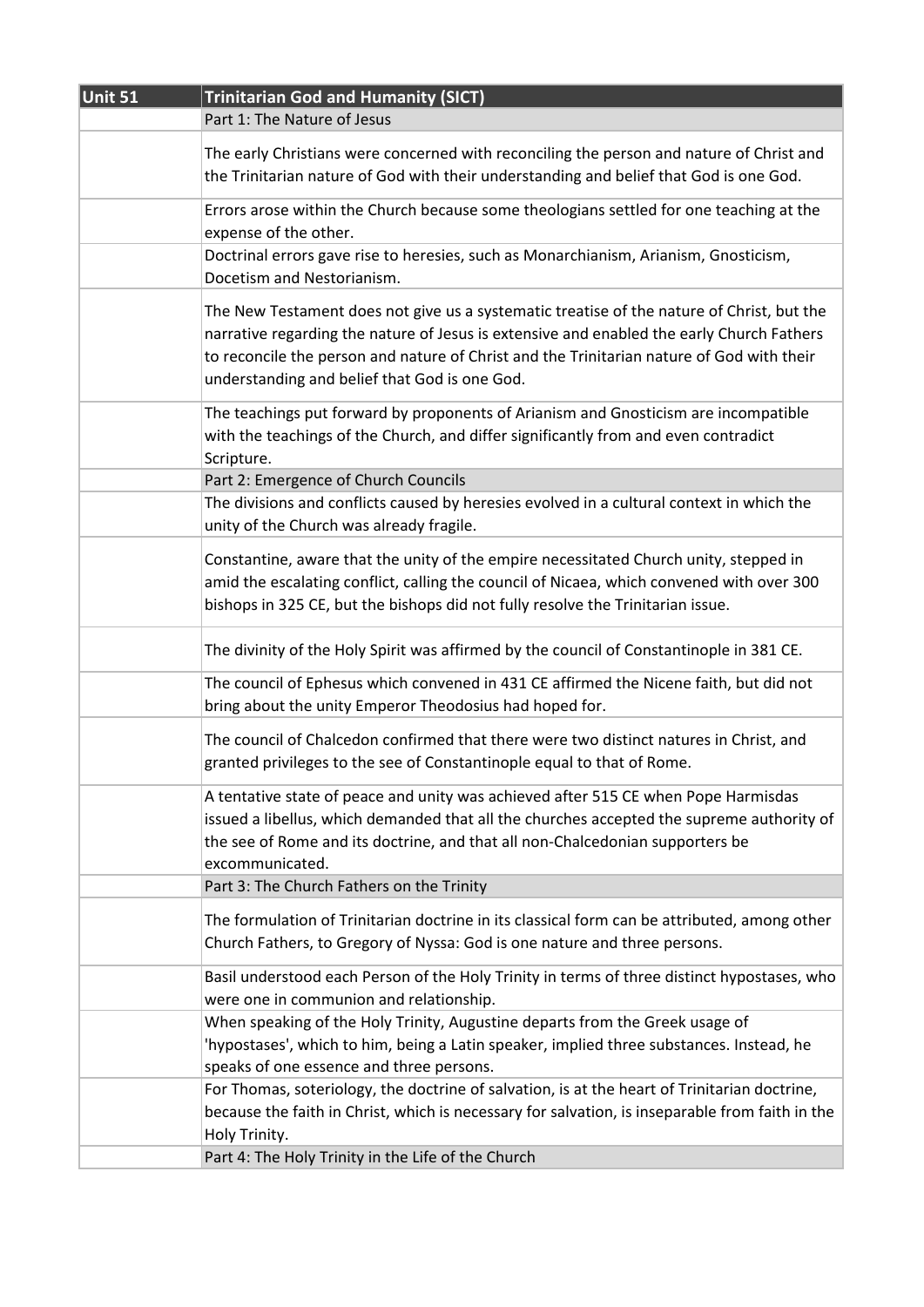| Unit 51 | Trinitarian God and Humanity (SICT) |
|---|---|
| | Part 1: The Nature of Jesus |
| | The early Christians were concerned with reconciling the person and nature of Christ and the Trinitarian nature of God with their understanding and belief that God is one God. |
| | Errors arose within the Church because some theologians settled for one teaching at the expense of the other. |
| | Doctrinal errors gave rise to heresies, such as Monarchianism, Arianism, Gnosticism, Docetism and Nestorianism. |
| | The New Testament does not give us a systematic treatise of the nature of Christ, but the narrative regarding the nature of Jesus is extensive and enabled the early Church Fathers to reconcile the person and nature of Christ and the Trinitarian nature of God with their understanding and belief that God is one God. |
| | The teachings put forward by proponents of Arianism and Gnosticism are incompatible with the teachings of the Church, and differ significantly from and even contradict Scripture. |
| | Part 2: Emergence of Church Councils |
| | The divisions and conflicts caused by heresies evolved in a cultural context in which the unity of the Church was already fragile. |
| | Constantine, aware that the unity of the empire necessitated Church unity, stepped in amid the escalating conflict, calling the council of Nicaea, which convened with over 300 bishops in 325 CE, but the bishops did not fully resolve the Trinitarian issue. |
| | The divinity of the Holy Spirit was affirmed by the council of Constantinople in 381 CE. |
| | The council of Ephesus which convened in 431 CE affirmed the Nicene faith, but did not bring about the unity Emperor Theodosius had hoped for. |
| | The council of Chalcedon confirmed that there were two distinct natures in Christ, and granted privileges to the see of Constantinople equal to that of Rome. |
| | A tentative state of peace and unity was achieved after 515 CE when Pope Harmisdas issued a libellus, which demanded that all the churches accepted the supreme authority of the see of Rome and its doctrine, and that all non-Chalcedonian supporters be excommunicated. |
| | Part 3: The Church Fathers on the Trinity |
| | The formulation of Trinitarian doctrine in its classical form can be attributed, among other Church Fathers, to Gregory of Nyssa: God is one nature and three persons. |
| | Basil understood each Person of the Holy Trinity in terms of three distinct hypostases, who were one in communion and relationship. |
| | When speaking of the Holy Trinity, Augustine departs from the Greek usage of 'hypostases', which to him, being a Latin speaker, implied three substances. Instead, he speaks of one essence and three persons. |
| | For Thomas, soteriology, the doctrine of salvation, is at the heart of Trinitarian doctrine, because the faith in Christ, which is necessary for salvation, is inseparable from faith in the Holy Trinity. |
| | Part 4: The Holy Trinity in the Life of the Church |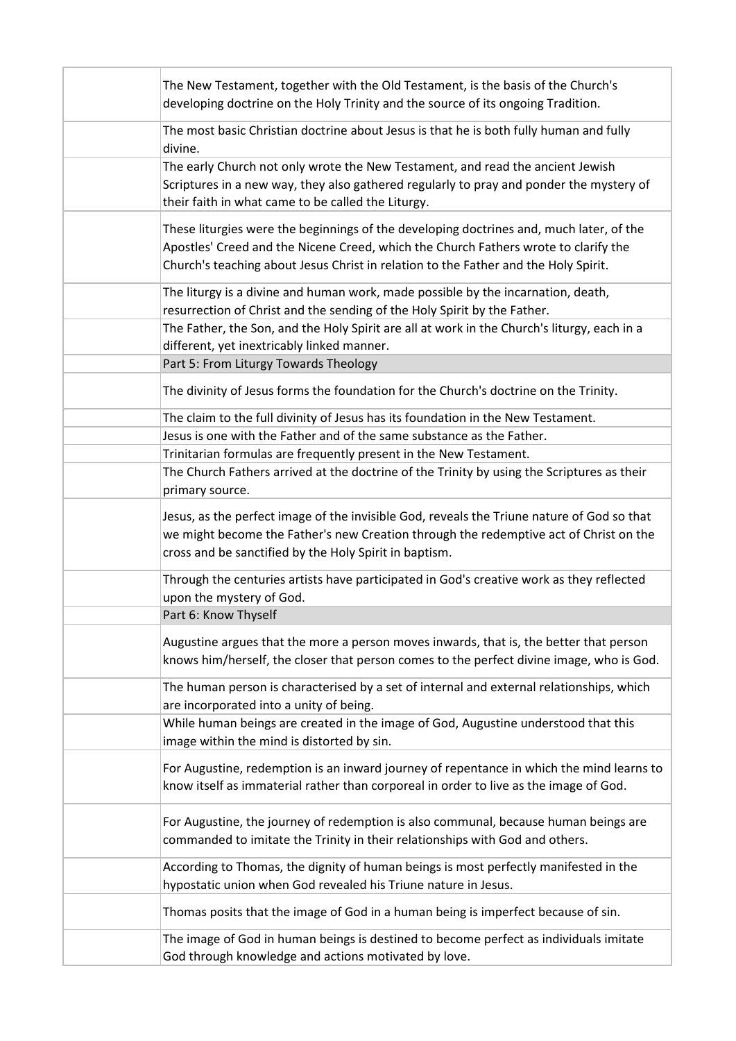| | |
|---|---|
| | The New Testament, together with the Old Testament, is the basis of the Church's developing doctrine on the Holy Trinity and the source of its ongoing Tradition. |
| | The most basic Christian doctrine about Jesus is that he is both fully human and fully divine. |
| | The early Church not only wrote the New Testament, and read the ancient Jewish Scriptures in a new way, they also gathered regularly to pray and ponder the mystery of their faith in what came to be called the Liturgy. |
| | These liturgies were the beginnings of the developing doctrines and, much later, of the Apostles' Creed and the Nicene Creed, which the Church Fathers wrote to clarify the Church's teaching about Jesus Christ in relation to the Father and the Holy Spirit. |
| | The liturgy is a divine and human work, made possible by the incarnation, death, resurrection of Christ and the sending of the Holy Spirit by the Father. |
| | The Father, the Son, and the Holy Spirit are all at work in the Church's liturgy, each in a different, yet inextricably linked manner. |
| | Part 5: From Liturgy Towards Theology |
| | The divinity of Jesus forms the foundation for the Church's doctrine on the Trinity. |
| | The claim to the full divinity of Jesus has its foundation in the New Testament. |
| | Jesus is one with the Father and of the same substance as the Father. |
| | Trinitarian formulas are frequently present in the New Testament. |
| | The Church Fathers arrived at the doctrine of the Trinity by using the Scriptures as their primary source. |
| | Jesus, as the perfect image of the invisible God, reveals the Triune nature of God so that we might become the Father's new Creation through the redemptive act of Christ on the cross and be sanctified by the Holy Spirit in baptism. |
| | Through the centuries artists have participated in God's creative work as they reflected upon the mystery of God. |
| | Part 6: Know Thyself |
| | Augustine argues that the more a person moves inwards, that is, the better that person knows him/herself, the closer that person comes to the perfect divine image, who is God. |
| | The human person is characterised by a set of internal and external relationships, which are incorporated into a unity of being. |
| | While human beings are created in the image of God, Augustine understood that this image within the mind is distorted by sin. |
| | For Augustine, redemption is an inward journey of repentance in which the mind learns to know itself as immaterial rather than corporeal in order to live as the image of God. |
| | For Augustine, the journey of redemption is also communal, because human beings are commanded to imitate the Trinity in their relationships with God and others. |
| | According to Thomas, the dignity of human beings is most perfectly manifested in the hypostatic union when God revealed his Triune nature in Jesus. |
| | Thomas posits that the image of God in a human being is imperfect because of sin. |
| | The image of God in human beings is destined to become perfect as individuals imitate God through knowledge and actions motivated by love. |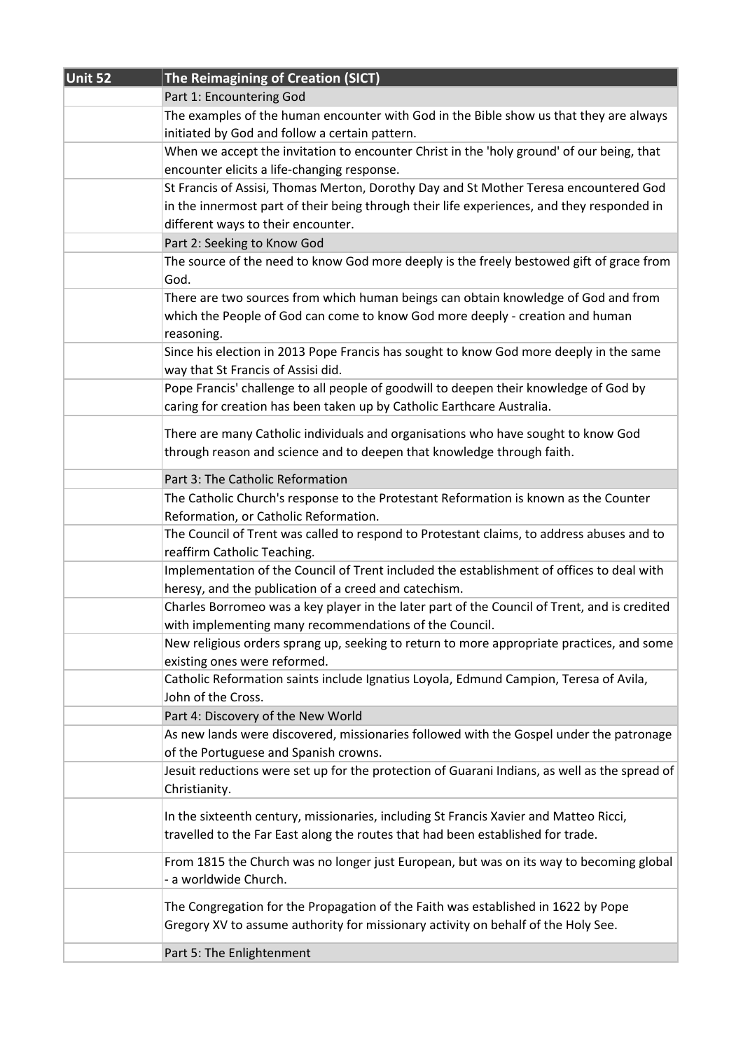| Unit 52 | The Reimagining of Creation (SICT) |
|---|---|
| | Part 1: Encountering God |
| | The examples of the human encounter with God in the Bible show us that they are always initiated by God and follow a certain pattern. |
| | When we accept the invitation to encounter Christ in the 'holy ground' of our being, that encounter elicits a life-changing response. |
| | St Francis of Assisi, Thomas Merton, Dorothy Day and St Mother Teresa encountered God in the innermost part of their being through their life experiences, and they responded in different ways to their encounter. |
| | Part 2: Seeking to Know God |
| | The source of the need to know God more deeply is the freely bestowed gift of grace from God. |
| | There are two sources from which human beings can obtain knowledge of God and from which the People of God can come to know God more deeply - creation and human reasoning. |
| | Since his election in 2013 Pope Francis has sought to know God more deeply in the same way that St Francis of Assisi did. |
| | Pope Francis' challenge to all people of goodwill to deepen their knowledge of God by caring for creation has been taken up by Catholic Earthcare Australia. |
| | There are many Catholic individuals and organisations who have sought to know God through reason and science and to deepen that knowledge through faith. |
| | Part 3: The Catholic Reformation |
| | The Catholic Church's response to the Protestant Reformation is known as the Counter Reformation, or Catholic Reformation. |
| | The Council of Trent was called to respond to Protestant claims, to address abuses and to reaffirm Catholic Teaching. |
| | Implementation of the Council of Trent included the establishment of offices to deal with heresy, and the publication of a creed and catechism. |
| | Charles Borromeo was a key player in the later part of the Council of Trent, and is credited with implementing many recommendations of the Council. |
| | New religious orders sprang up, seeking to return to more appropriate practices, and some existing ones were reformed. |
| | Catholic Reformation saints include Ignatius Loyola, Edmund Campion, Teresa of Avila, John of the Cross. |
| | Part 4: Discovery of the New World |
| | As new lands were discovered, missionaries followed with the Gospel under the patronage of the Portuguese and Spanish crowns. |
| | Jesuit reductions were set up for the protection of Guarani Indians, as well as the spread of Christianity. |
| | In the sixteenth century, missionaries, including St Francis Xavier and Matteo Ricci, travelled to the Far East along the routes that had been established for trade. |
| | From 1815 the Church was no longer just European, but was on its way to becoming global - a worldwide Church. |
| | The Congregation for the Propagation of the Faith was established in 1622 by Pope Gregory XV to assume authority for missionary activity on behalf of the Holy See. |
| | Part 5: The Enlightenment |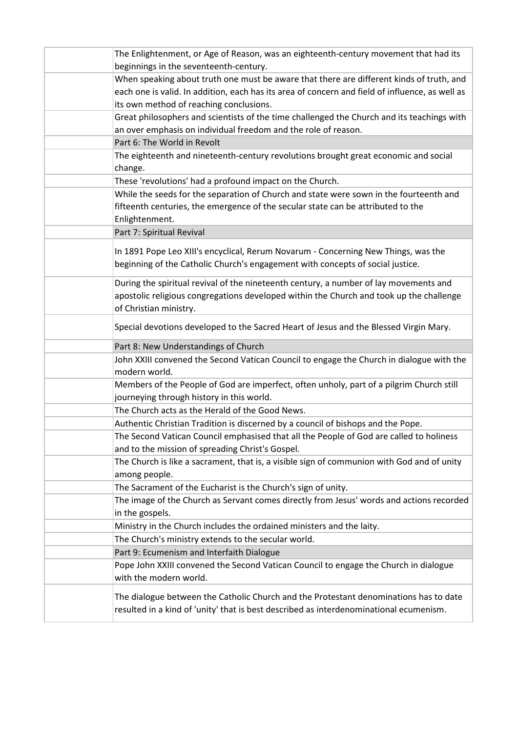| | |
|---|---|
| | The Enlightenment, or Age of Reason, was an eighteenth-century movement that had its beginnings in the seventeenth-century. |
| | When speaking about truth one must be aware that there are different kinds of truth, and each one is valid. In addition, each has its area of concern and field of influence, as well as its own method of reaching conclusions. |
| | Great philosophers and scientists of the time challenged the Church and its teachings with an over emphasis on individual freedom and the role of reason. |
| | Part 6: The World in Revolt |
| | The eighteenth and nineteenth-century revolutions brought great economic and social change. |
| | These 'revolutions' had a profound impact on the Church. |
| | While the seeds for the separation of Church and state were sown in the fourteenth and fifteenth centuries, the emergence of the secular state can be attributed to the Enlightenment. |
| | Part 7: Spiritual Revival |
| | In 1891 Pope Leo XIII's encyclical, Rerum Novarum - Concerning New Things, was the beginning of the Catholic Church's engagement with concepts of social justice. |
| | During the spiritual revival of the nineteenth century, a number of lay movements and apostolic religious congregations developed within the Church and took up the challenge of Christian ministry. |
| | Special devotions developed to the Sacred Heart of Jesus and the Blessed Virgin Mary. |
| | Part 8: New Understandings of Church |
| | John XXIII convened the Second Vatican Council to engage the Church in dialogue with the modern world. |
| | Members of the People of God are imperfect, often unholy, part of a pilgrim Church still journeying through history in this world. |
| | The Church acts as the Herald of the Good News. |
| | Authentic Christian Tradition is discerned by a council of bishops and the Pope. |
| | The Second Vatican Council emphasised that all the People of God are called to holiness and to the mission of spreading Christ's Gospel. |
| | The Church is like a sacrament, that is, a visible sign of communion with God and of unity among people. |
| | The Sacrament of the Eucharist is the Church's sign of unity. |
| | The image of the Church as Servant comes directly from Jesus' words and actions recorded in the gospels. |
| | Ministry in the Church includes the ordained ministers and the laity. |
| | The Church's ministry extends to the secular world. |
| | Part 9: Ecumenism and Interfaith Dialogue |
| | Pope John XXIII convened the Second Vatican Council to engage the Church in dialogue with the modern world. |
| | The dialogue between the Catholic Church and the Protestant denominations has to date resulted in a kind of 'unity' that is best described as interdenominational ecumenism. |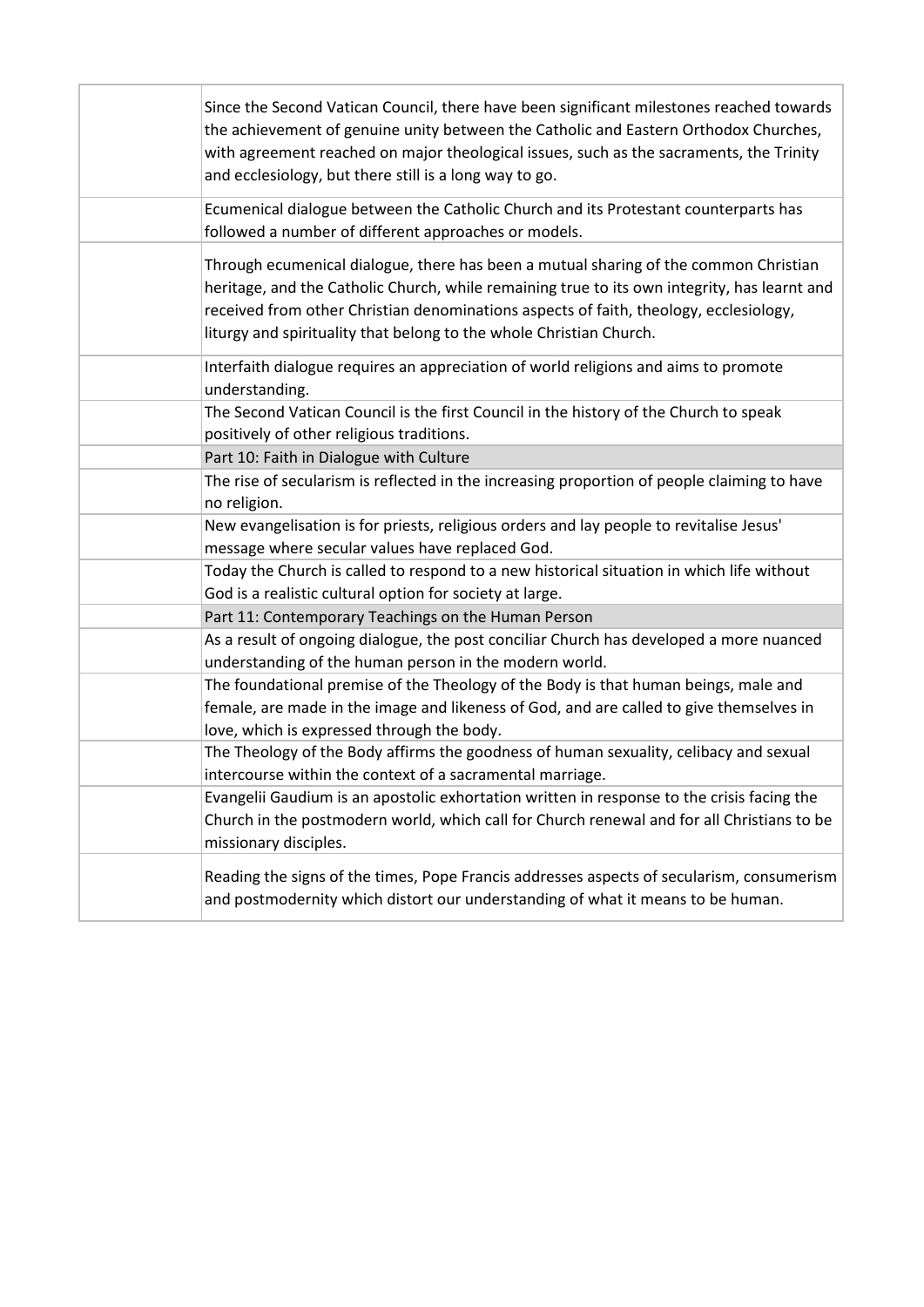| | |
|---|---|
| | Since the Second Vatican Council, there have been significant milestones reached towards the achievement of genuine unity between the Catholic and Eastern Orthodox Churches, with agreement reached on major theological issues, such as the sacraments, the Trinity and ecclesiology, but there still is a long way to go. |
| | Ecumenical dialogue between the Catholic Church and its Protestant counterparts has followed a number of different approaches or models. |
| | Through ecumenical dialogue, there has been a mutual sharing of the common Christian heritage, and the Catholic Church, while remaining true to its own integrity, has learnt and received from other Christian denominations aspects of faith, theology, ecclesiology, liturgy and spirituality that belong to the whole Christian Church. |
| | Interfaith dialogue requires an appreciation of world religions and aims to promote understanding. |
| | The Second Vatican Council is the first Council in the history of the Church to speak positively of other religious traditions. |
| | Part 10: Faith in Dialogue with Culture |
| | The rise of secularism is reflected in the increasing proportion of people claiming to have no religion. |
| | New evangelisation is for priests, religious orders and lay people to revitalise Jesus' message where secular values have replaced God. |
| | Today the Church is called to respond to a new historical situation in which life without God is a realistic cultural option for society at large. |
| | Part 11: Contemporary Teachings on the Human Person |
| | As a result of ongoing dialogue, the post conciliar Church has developed a more nuanced understanding of the human person in the modern world. |
| | The foundational premise of the Theology of the Body is that human beings, male and female, are made in the image and likeness of God, and are called to give themselves in love, which is expressed through the body. |
| | The Theology of the Body affirms the goodness of human sexuality, celibacy and sexual intercourse within the context of a sacramental marriage. |
| | Evangelii Gaudium is an apostolic exhortation written in response to the crisis facing the Church in the postmodern world, which call for Church renewal and for all Christians to be missionary disciples. |
| | Reading the signs of the times, Pope Francis addresses aspects of secularism, consumerism and postmodernity which distort our understanding of what it means to be human. |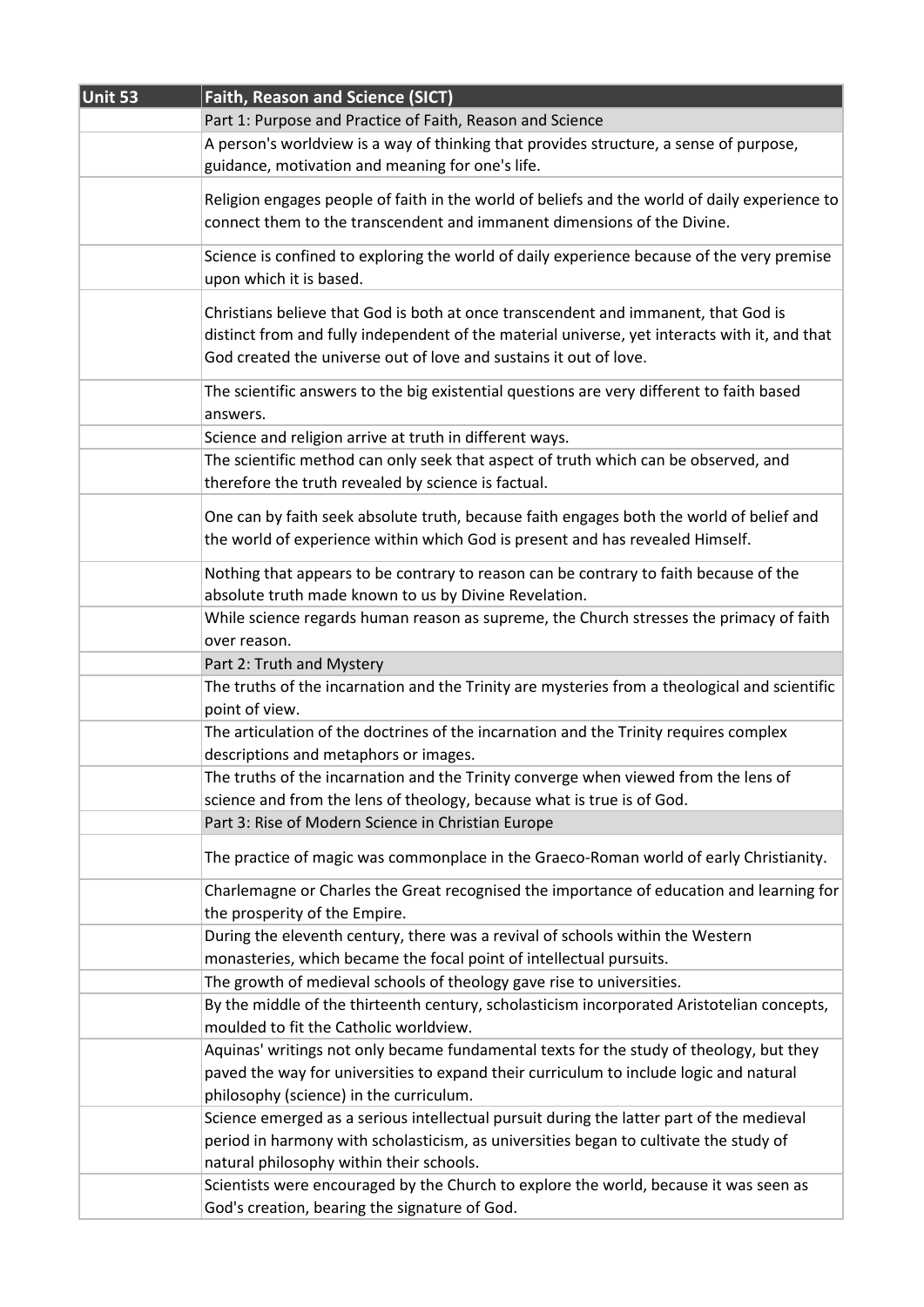| Unit 53 | Faith, Reason and Science (SICT) |
| --- | --- |
| | Part 1: Purpose and Practice of Faith, Reason and Science |
| | A person's worldview is a way of thinking that provides structure, a sense of purpose, guidance, motivation and meaning for one's life. |
| | Religion engages people of faith in the world of beliefs and the world of daily experience to connect them to the transcendent and immanent dimensions of the Divine. |
| | Science is confined to exploring the world of daily experience because of the very premise upon which it is based. |
| | Christians believe that God is both at once transcendent and immanent, that God is distinct from and fully independent of the material universe, yet interacts with it, and that God created the universe out of love and sustains it out of love. |
| | The scientific answers to the big existential questions are very different to faith based answers. |
| | Science and religion arrive at truth in different ways. |
| | The scientific method can only seek that aspect of truth which can be observed, and therefore the truth revealed by science is factual. |
| | One can by faith seek absolute truth, because faith engages both the world of belief and the world of experience within which God is present and has revealed Himself. |
| | Nothing that appears to be contrary to reason can be contrary to faith because of the absolute truth made known to us by Divine Revelation. |
| | While science regards human reason as supreme, the Church stresses the primacy of faith over reason. |
| | Part 2: Truth and Mystery |
| | The truths of the incarnation and the Trinity are mysteries from a theological and scientific point of view. |
| | The articulation of the doctrines of the incarnation and the Trinity requires complex descriptions and metaphors or images. |
| | The truths of the incarnation and the Trinity converge when viewed from the lens of science and from the lens of theology, because what is true is of God. |
| | Part 3: Rise of Modern Science in Christian Europe |
| | The practice of magic was commonplace in the Graeco-Roman world of early Christianity. |
| | Charlemagne or Charles the Great recognised the importance of education and learning for the prosperity of the Empire. |
| | During the eleventh century, there was a revival of schools within the Western monasteries, which became the focal point of intellectual pursuits. |
| | The growth of medieval schools of theology gave rise to universities. |
| | By the middle of the thirteenth century, scholasticism incorporated Aristotelian concepts, moulded to fit the Catholic worldview. |
| | Aquinas' writings not only became fundamental texts for the study of theology, but they paved the way for universities to expand their curriculum to include logic and natural philosophy (science) in the curriculum. |
| | Science emerged as a serious intellectual pursuit during the latter part of the medieval period in harmony with scholasticism, as universities began to cultivate the study of natural philosophy within their schools. |
| | Scientists were encouraged by the Church to explore the world, because it was seen as God's creation, bearing the signature of God. |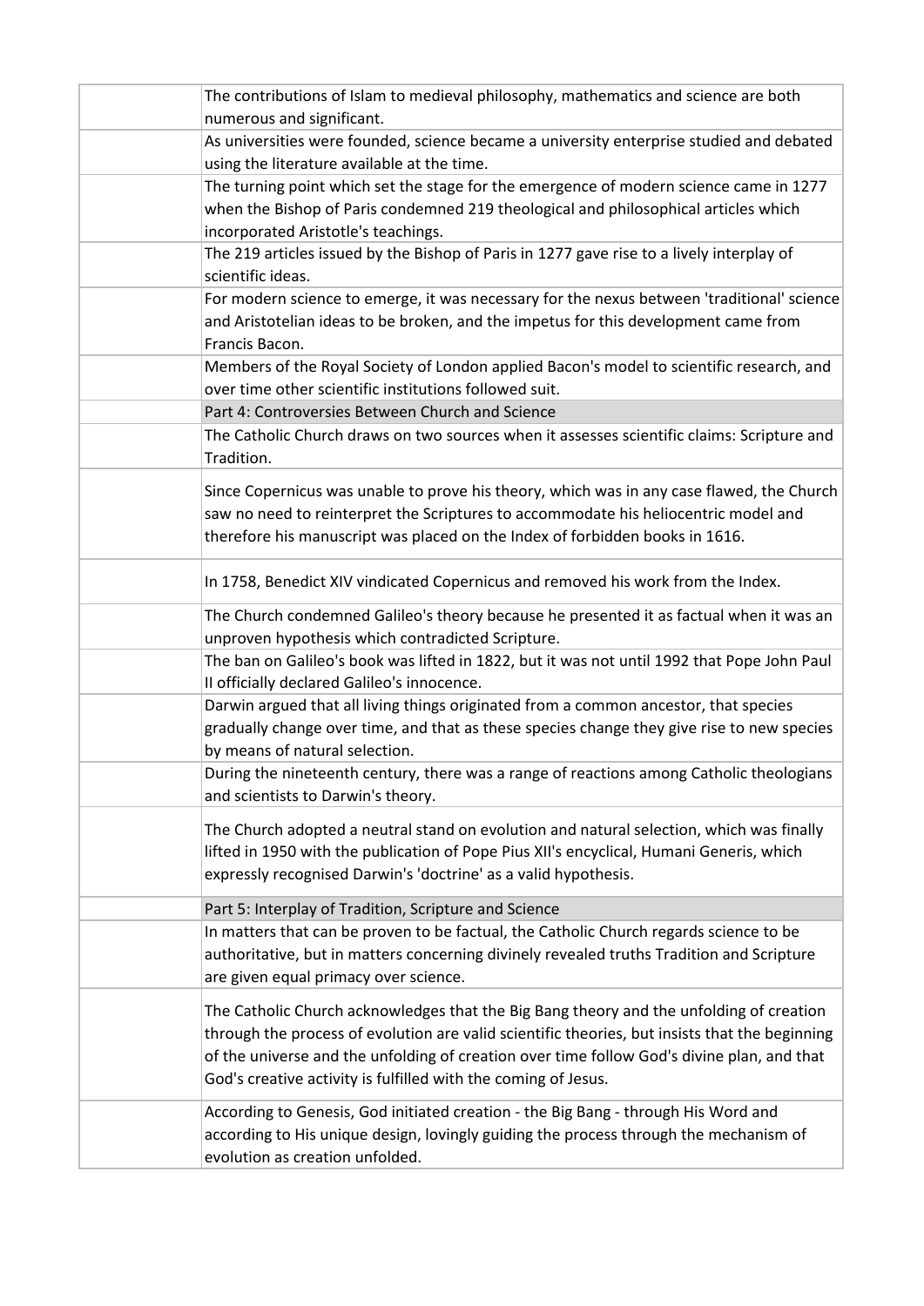| | |
|---|---|
| | The contributions of Islam to medieval philosophy, mathematics and science are both numerous and significant. |
| | As universities were founded, science became a university enterprise studied and debated using the literature available at the time. |
| | The turning point which set the stage for the emergence of modern science came in 1277 when the Bishop of Paris condemned 219 theological and philosophical articles which incorporated Aristotle's teachings. |
| | The 219 articles issued by the Bishop of Paris in 1277 gave rise to a lively interplay of scientific ideas. |
| | For modern science to emerge, it was necessary for the nexus between 'traditional' science and Aristotelian ideas to be broken, and the impetus for this development came from Francis Bacon. |
| | Members of the Royal Society of London applied Bacon's model to scientific research, and over time other scientific institutions followed suit. |
| | Part 4: Controversies Between Church and Science |
| | The Catholic Church draws on two sources when it assesses scientific claims: Scripture and Tradition. |
| | Since Copernicus was unable to prove his theory, which was in any case flawed, the Church saw no need to reinterpret the Scriptures to accommodate his heliocentric model and therefore his manuscript was placed on the Index of forbidden books in 1616. |
| | In 1758, Benedict XIV vindicated Copernicus and removed his work from the Index. |
| | The Church condemned Galileo's theory because he presented it as factual when it was an unproven hypothesis which contradicted Scripture. |
| | The ban on Galileo's book was lifted in 1822, but it was not until 1992 that Pope John Paul II officially declared Galileo's innocence. |
| | Darwin argued that all living things originated from a common ancestor, that species gradually change over time, and that as these species change they give rise to new species by means of natural selection. |
| | During the nineteenth century, there was a range of reactions among Catholic theologians and scientists to Darwin's theory. |
| | The Church adopted a neutral stand on evolution and natural selection, which was finally lifted in 1950 with the publication of Pope Pius XII's encyclical, Humani Generis, which expressly recognised Darwin's 'doctrine' as a valid hypothesis. |
| | Part 5: Interplay of Tradition, Scripture and Science |
| | In matters that can be proven to be factual, the Catholic Church regards science to be authoritative, but in matters concerning divinely revealed truths Tradition and Scripture are given equal primacy over science. |
| | The Catholic Church acknowledges that the Big Bang theory and the unfolding of creation through the process of evolution are valid scientific theories, but insists that the beginning of the universe and the unfolding of creation over time follow God's divine plan, and that God's creative activity is fulfilled with the coming of Jesus. |
| | According to Genesis, God initiated creation - the Big Bang - through His Word and according to His unique design, lovingly guiding the process through the mechanism of evolution as creation unfolded. |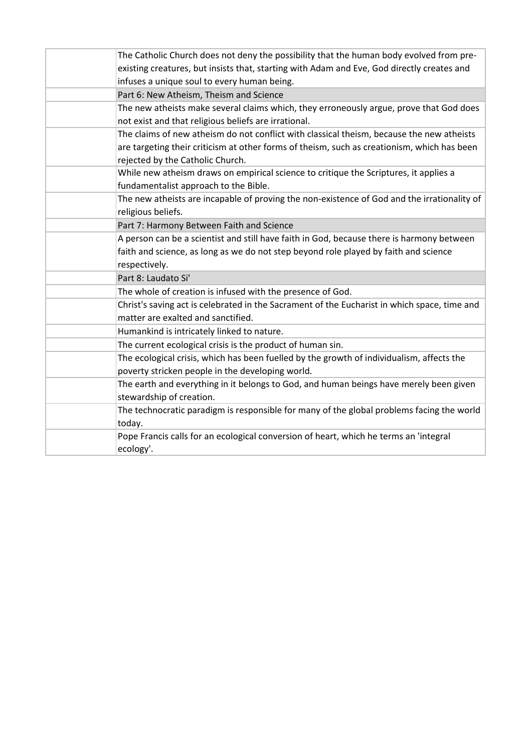| | |
|---|---|
| | The Catholic Church does not deny the possibility that the human body evolved from pre-existing creatures, but insists that, starting with Adam and Eve, God directly creates and infuses a unique soul to every human being. |
| | Part 6: New Atheism, Theism and Science |
| | The new atheists make several claims which, they erroneously argue, prove that God does not exist and that religious beliefs are irrational. |
| | The claims of new atheism do not conflict with classical theism, because the new atheists are targeting their criticism at other forms of theism, such as creationism, which has been rejected by the Catholic Church. |
| | While new atheism draws on empirical science to critique the Scriptures, it applies a fundamentalist approach to the Bible. |
| | The new atheists are incapable of proving the non-existence of God and the irrationality of religious beliefs. |
| | Part 7: Harmony Between Faith and Science |
| | A person can be a scientist and still have faith in God, because there is harmony between faith and science, as long as we do not step beyond role played by faith and science respectively. |
| | Part 8: Laudato Si' |
| | The whole of creation is infused with the presence of God. |
| | Christ's saving act is celebrated in the Sacrament of the Eucharist in which space, time and matter are exalted and sanctified. |
| | Humankind is intricately linked to nature. |
| | The current ecological crisis is the product of human sin. |
| | The ecological crisis, which has been fuelled by the growth of individualism, affects the poverty stricken people in the developing world. |
| | The earth and everything in it belongs to God, and human beings have merely been given stewardship of creation. |
| | The technocratic paradigm is responsible for many of the global problems facing the world today. |
| | Pope Francis calls for an ecological conversion of heart, which he terms an 'integral ecology'. |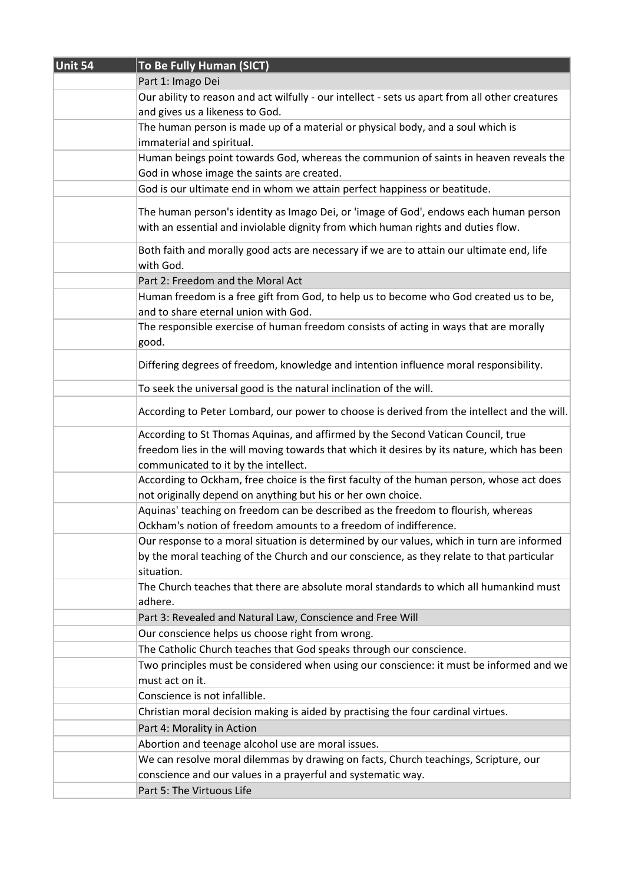| Unit 54 | To Be Fully Human (SICT) |
| --- | --- |
| | Part 1: Imago Dei |
| | Our ability to reason and act wilfully - our intellect - sets us apart from all other creatures and gives us a likeness to God. |
| | The human person is made up of a material or physical body, and a soul which is immaterial and spiritual. |
| | Human beings point towards God, whereas the communion of saints in heaven reveals the God in whose image the saints are created. |
| | God is our ultimate end in whom we attain perfect happiness or beatitude. |
| | The human person's identity as Imago Dei, or 'image of God', endows each human person with an essential and inviolable dignity from which human rights and duties flow. |
| | Both faith and morally good acts are necessary if we are to attain our ultimate end, life with God. |
| | Part 2: Freedom and the Moral Act |
| | Human freedom is a free gift from God, to help us to become who God created us to be, and to share eternal union with God. |
| | The responsible exercise of human freedom consists of acting in ways that are morally good. |
| | Differing degrees of freedom, knowledge and intention influence moral responsibility. |
| | To seek the universal good is the natural inclination of the will. |
| | According to Peter Lombard, our power to choose is derived from the intellect and the will. |
| | According to St Thomas Aquinas, and affirmed by the Second Vatican Council, true freedom lies in the will moving towards that which it desires by its nature, which has been communicated to it by the intellect. |
| | According to Ockham, free choice is the first faculty of the human person, whose act does not originally depend on anything but his or her own choice. |
| | Aquinas' teaching on freedom can be described as the freedom to flourish, whereas Ockham's notion of freedom amounts to a freedom of indifference. |
| | Our response to a moral situation is determined by our values, which in turn are informed by the moral teaching of the Church and our conscience, as they relate to that particular situation. |
| | The Church teaches that there are absolute moral standards to which all humankind must adhere. |
| | Part 3: Revealed and Natural Law, Conscience and Free Will |
| | Our conscience helps us choose right from wrong. |
| | The Catholic Church teaches that God speaks through our conscience. |
| | Two principles must be considered when using our conscience: it must be informed and we must act on it. |
| | Conscience is not infallible. |
| | Christian moral decision making is aided by practising the four cardinal virtues. |
| | Part 4: Morality in Action |
| | Abortion and teenage alcohol use are moral issues. |
| | We can resolve moral dilemmas by drawing on facts, Church teachings, Scripture, our conscience and our values in a prayerful and systematic way. |
| | Part 5: The Virtuous Life |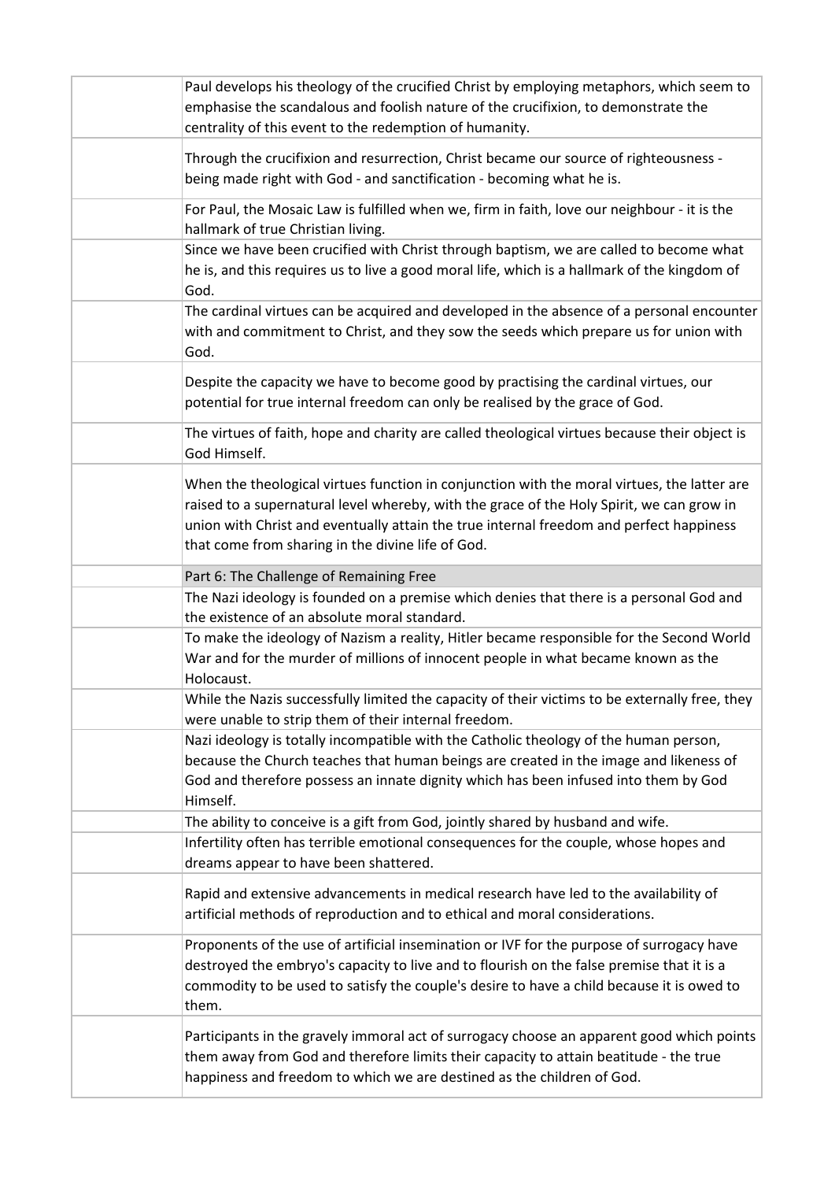| | |
|---|---|
| | Paul develops his theology of the crucified Christ by employing metaphors, which seem to emphasise the scandalous and foolish nature of the crucifixion, to demonstrate the centrality of this event to the redemption of humanity. |
| | Through the crucifixion and resurrection, Christ became our source of righteousness - being made right with God - and sanctification - becoming what he is. |
| | For Paul, the Mosaic Law is fulfilled when we, firm in faith, love our neighbour - it is the hallmark of true Christian living. |
| | Since we have been crucified with Christ through baptism, we are called to become what he is, and this requires us to live a good moral life, which is a hallmark of the kingdom of God. |
| | The cardinal virtues can be acquired and developed in the absence of a personal encounter with and commitment to Christ, and they sow the seeds which prepare us for union with God. |
| | Despite the capacity we have to become good by practising the cardinal virtues, our potential for true internal freedom can only be realised by the grace of God. |
| | The virtues of faith, hope and charity are called theological virtues because their object is God Himself. |
| | When the theological virtues function in conjunction with the moral virtues, the latter are raised to a supernatural level whereby, with the grace of the Holy Spirit, we can grow in union with Christ and eventually attain the true internal freedom and perfect happiness that come from sharing in the divine life of God. |
| | Part 6: The Challenge of Remaining Free |
| | The Nazi ideology is founded on a premise which denies that there is a personal God and the existence of an absolute moral standard. |
| | To make the ideology of Nazism a reality, Hitler became responsible for the Second World War and for the murder of millions of innocent people in what became known as the Holocaust. |
| | While the Nazis successfully limited the capacity of their victims to be externally free, they were unable to strip them of their internal freedom. |
| | Nazi ideology is totally incompatible with the Catholic theology of the human person, because the Church teaches that human beings are created in the image and likeness of God and therefore possess an innate dignity which has been infused into them by God Himself. |
| | The ability to conceive is a gift from God, jointly shared by husband and wife. |
| | Infertility often has terrible emotional consequences for the couple, whose hopes and dreams appear to have been shattered. |
| | Rapid and extensive advancements in medical research have led to the availability of artificial methods of reproduction and to ethical and moral considerations. |
| | Proponents of the use of artificial insemination or IVF for the purpose of surrogacy have destroyed the embryo's capacity to live and to flourish on the false premise that it is a commodity to be used to satisfy the couple's desire to have a child because it is owed to them. |
| | Participants in the gravely immoral act of surrogacy choose an apparent good which points them away from God and therefore limits their capacity to attain beatitude - the true happiness and freedom to which we are destined as the children of God. |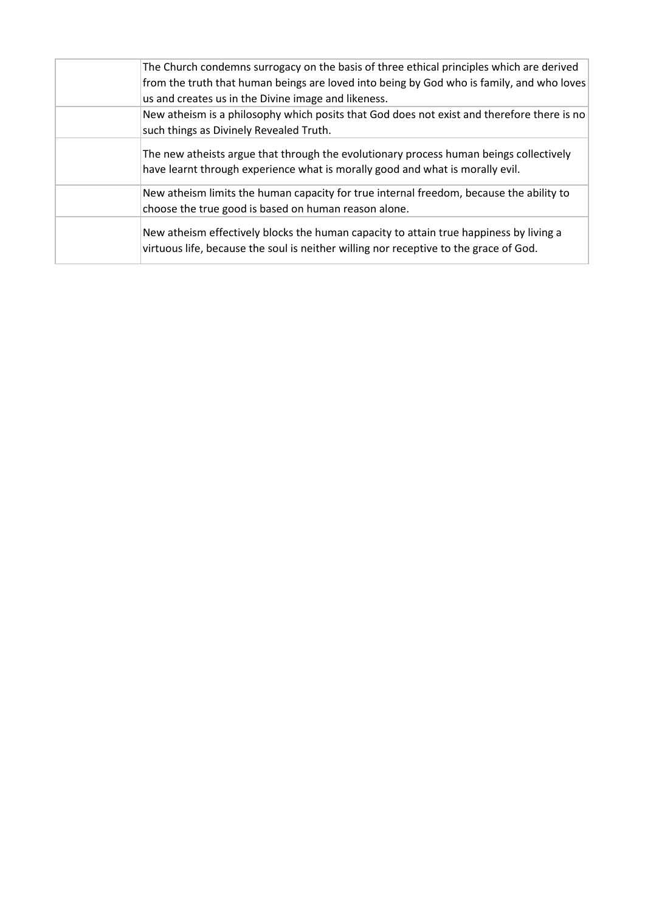| | |
|---|---|
| | The Church condemns surrogacy on the basis of three ethical principles which are derived from the truth that human beings are loved into being by God who is family, and who loves us and creates us in the Divine image and likeness. |
| | New atheism is a philosophy which posits that God does not exist and therefore there is no such things as Divinely Revealed Truth. |
| | The new atheists argue that through the evolutionary process human beings collectively have learnt through experience what is morally good and what is morally evil. |
| | New atheism limits the human capacity for true internal freedom, because the ability to choose the true good is based on human reason alone. |
| | New atheism effectively blocks the human capacity to attain true happiness by living a virtuous life, because the soul is neither willing nor receptive to the grace of God. |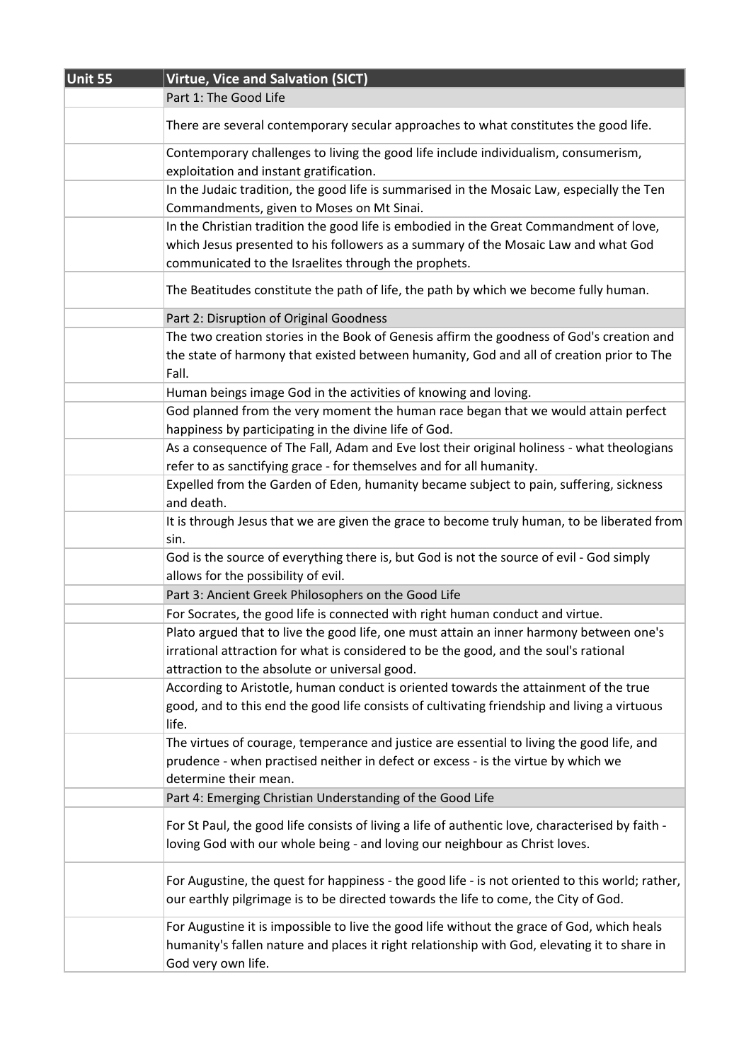| Unit 55 | Virtue, Vice and Salvation (SICT) |
|---|---|
| | Part 1: The Good Life |
| | There are several contemporary secular approaches to what constitutes the good life. |
| | Contemporary challenges to living the good life include individualism, consumerism, exploitation and instant gratification. |
| | In the Judaic tradition, the good life is summarised in the Mosaic Law, especially the Ten Commandments, given to Moses on Mt Sinai. |
| | In the Christian tradition the good life is embodied in the Great Commandment of love, which Jesus presented to his followers as a summary of the Mosaic Law and what God communicated to the Israelites through the prophets. |
| | The Beatitudes constitute the path of life, the path by which we become fully human. |
| | Part 2: Disruption of Original Goodness |
| | The two creation stories in the Book of Genesis affirm the goodness of God's creation and the state of harmony that existed between humanity, God and all of creation prior to The Fall. |
| | Human beings image God in the activities of knowing and loving. |
| | God planned from the very moment the human race began that we would attain perfect happiness by participating in the divine life of God. |
| | As a consequence of The Fall, Adam and Eve lost their original holiness - what theologians refer to as sanctifying grace - for themselves and for all humanity. |
| | Expelled from the Garden of Eden, humanity became subject to pain, suffering, sickness and death. |
| | It is through Jesus that we are given the grace to become truly human, to be liberated from sin. |
| | God is the source of everything there is, but God is not the source of evil - God simply allows for the possibility of evil. |
| | Part 3: Ancient Greek Philosophers on the Good Life |
| | For Socrates, the good life is connected with right human conduct and virtue. |
| | Plato argued that to live the good life, one must attain an inner harmony between one's irrational attraction for what is considered to be the good, and the soul's rational attraction to the absolute or universal good. |
| | According to Aristotle, human conduct is oriented towards the attainment of the true good, and to this end the good life consists of cultivating friendship and living a virtuous life. |
| | The virtues of courage, temperance and justice are essential to living the good life, and prudence - when practised neither in defect or excess - is the virtue by which we determine their mean. |
| | Part 4: Emerging Christian Understanding of the Good Life |
| | For St Paul, the good life consists of living a life of authentic love, characterised by faith - loving God with our whole being - and loving our neighbour as Christ loves. |
| | For Augustine, the quest for happiness - the good life - is not oriented to this world; rather, our earthly pilgrimage is to be directed towards the life to come, the City of God. |
| | For Augustine it is impossible to live the good life without the grace of God, which heals humanity's fallen nature and places it right relationship with God, elevating it to share in God very own life. |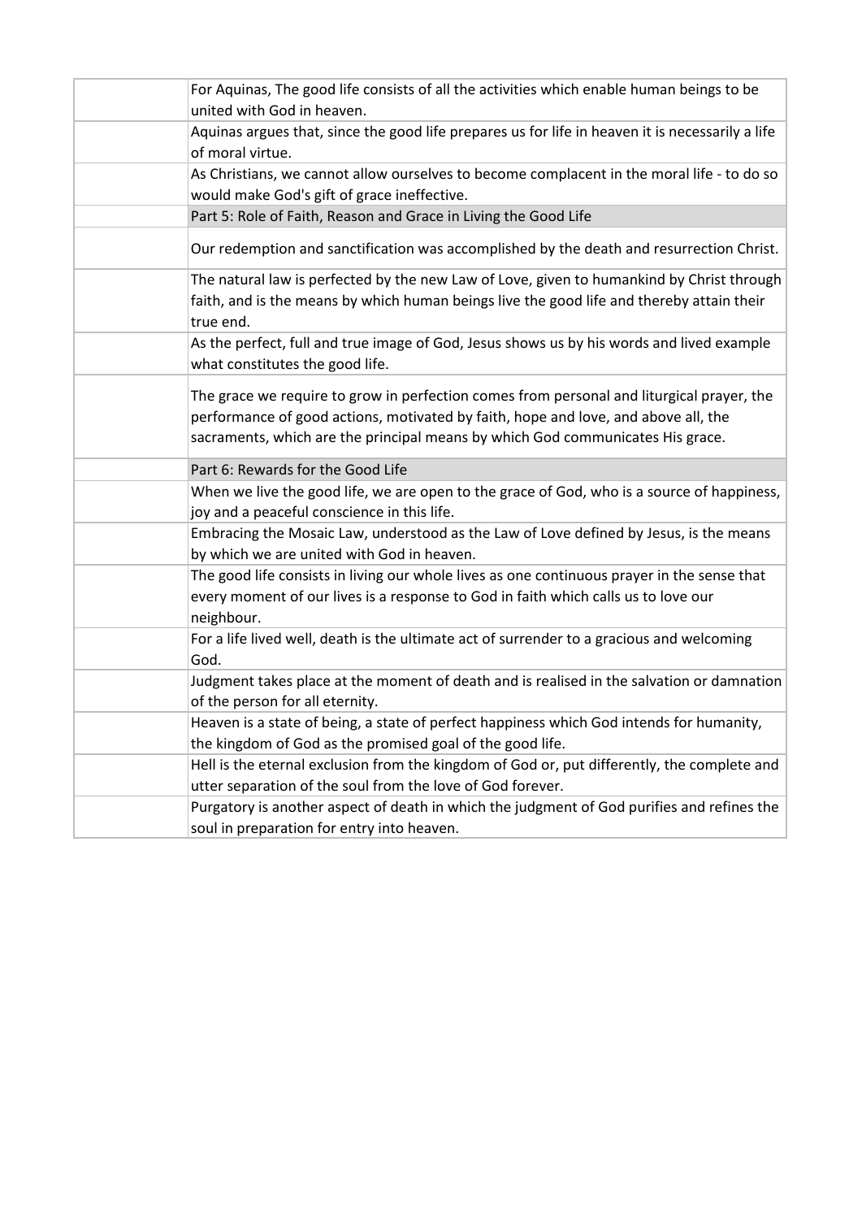| | |
|---|---|
| | For Aquinas, The good life consists of all the activities which enable human beings to be united with God in heaven. |
| | Aquinas argues that, since the good life prepares us for life in heaven it is necessarily a life of moral virtue. |
| | As Christians, we cannot allow ourselves to become complacent in the moral life - to do so would make God's gift of grace ineffective. |
| | Part 5: Role of Faith, Reason and Grace in Living the Good Life |
| | Our redemption and sanctification was accomplished by the death and resurrection Christ. |
| | The natural law is perfected by the new Law of Love, given to humankind by Christ through faith, and is the means by which human beings live the good life and thereby attain their true end. |
| | As the perfect, full and true image of God, Jesus shows us by his words and lived example what constitutes the good life. |
| | The grace we require to grow in perfection comes from personal and liturgical prayer, the performance of good actions, motivated by faith, hope and love, and above all, the sacraments, which are the principal means by which God communicates His grace. |
| | Part 6: Rewards for the Good Life |
| | When we live the good life, we are open to the grace of God, who is a source of happiness, joy and a peaceful conscience in this life. |
| | Embracing the Mosaic Law, understood as the Law of Love defined by Jesus, is the means by which we are united with God in heaven. |
| | The good life consists in living our whole lives as one continuous prayer in the sense that every moment of our lives is a response to God in faith which calls us to love our neighbour. |
| | For a life lived well, death is the ultimate act of surrender to a gracious and welcoming God. |
| | Judgment takes place at the moment of death and is realised in the salvation or damnation of the person for all eternity. |
| | Heaven is a state of being, a state of perfect happiness which God intends for humanity, the kingdom of God as the promised goal of the good life. |
| | Hell is the eternal exclusion from the kingdom of God or, put differently, the complete and utter separation of the soul from the love of God forever. |
| | Purgatory is another aspect of death in which the judgment of God purifies and refines the soul in preparation for entry into heaven. |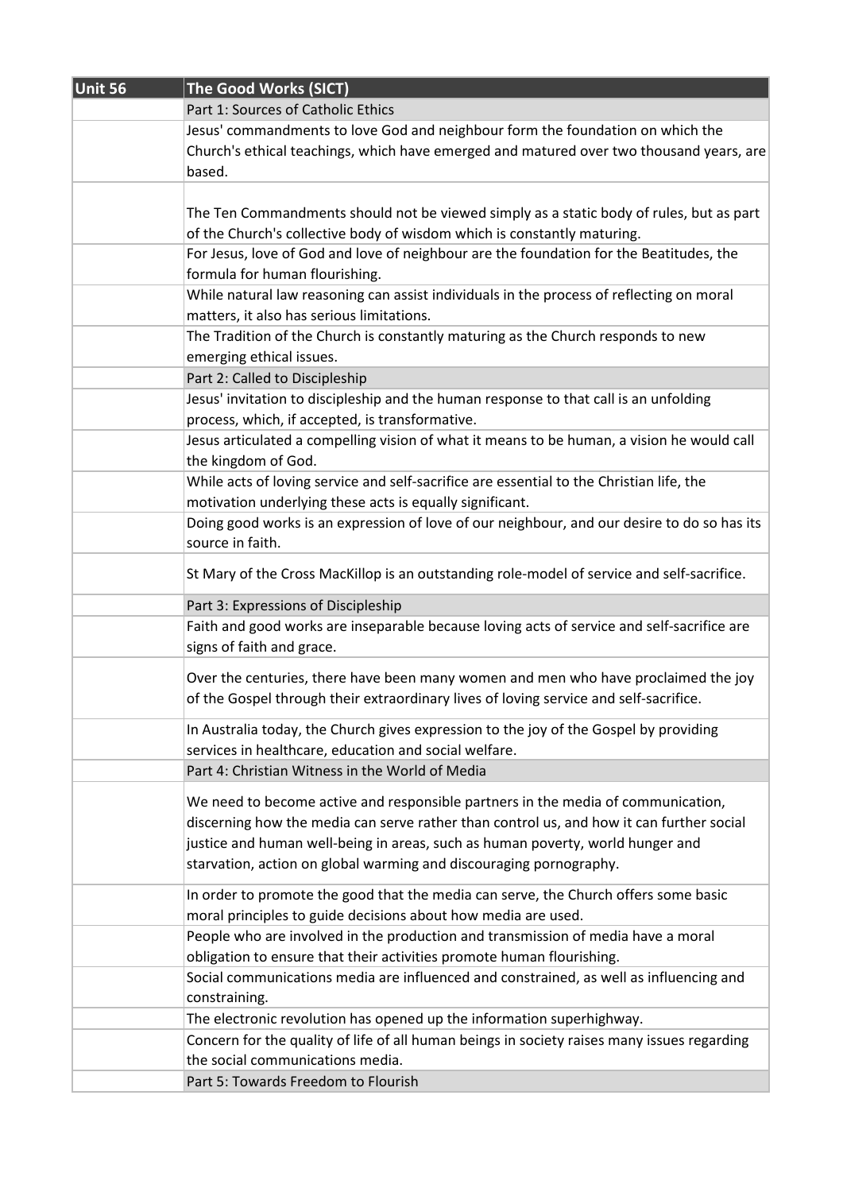| Unit 56 | The Good Works (SICT) |
|---|---|
| | Part 1: Sources of Catholic Ethics |
| | Jesus' commandments to love God and neighbour form the foundation on which the Church's ethical teachings, which have emerged and matured over two thousand years, are based. |
| | The Ten Commandments should not be viewed simply as a static body of rules, but as part of the Church's collective body of wisdom which is constantly maturing. |
| | For Jesus, love of God and love of neighbour are the foundation for the Beatitudes, the formula for human flourishing. |
| | While natural law reasoning can assist individuals in the process of reflecting on moral matters, it also has serious limitations. |
| | The Tradition of the Church is constantly maturing as the Church responds to new emerging ethical issues. |
| | Part 2: Called to Discipleship |
| | Jesus' invitation to discipleship and the human response to that call is an unfolding process, which, if accepted, is transformative. |
| | Jesus articulated a compelling vision of what it means to be human, a vision he would call the kingdom of God. |
| | While acts of loving service and self-sacrifice are essential to the Christian life, the motivation underlying these acts is equally significant. |
| | Doing good works is an expression of love of our neighbour, and our desire to do so has its source in faith. |
| | St Mary of the Cross MacKillop is an outstanding role-model of service and self-sacrifice. |
| | Part 3: Expressions of Discipleship |
| | Faith and good works are inseparable because loving acts of service and self-sacrifice are signs of faith and grace. |
| | Over the centuries, there have been many women and men who have proclaimed the joy of the Gospel through their extraordinary lives of loving service and self-sacrifice. |
| | In Australia today, the Church gives expression to the joy of the Gospel by providing services in healthcare, education and social welfare. |
| | Part 4: Christian Witness in the World of Media |
| | We need to become active and responsible partners in the media of communication, discerning how the media can serve rather than control us, and how it can further social justice and human well-being in areas, such as human poverty, world hunger and starvation, action on global warming and discouraging pornography. |
| | In order to promote the good that the media can serve, the Church offers some basic moral principles to guide decisions about how media are used. |
| | People who are involved in the production and transmission of media have a moral obligation to ensure that their activities promote human flourishing. |
| | Social communications media are influenced and constrained, as well as influencing and constraining. |
| | The electronic revolution has opened up the information superhighway. |
| | Concern for the quality of life of all human beings in society raises many issues regarding the social communications media. |
| | Part 5: Towards Freedom to Flourish |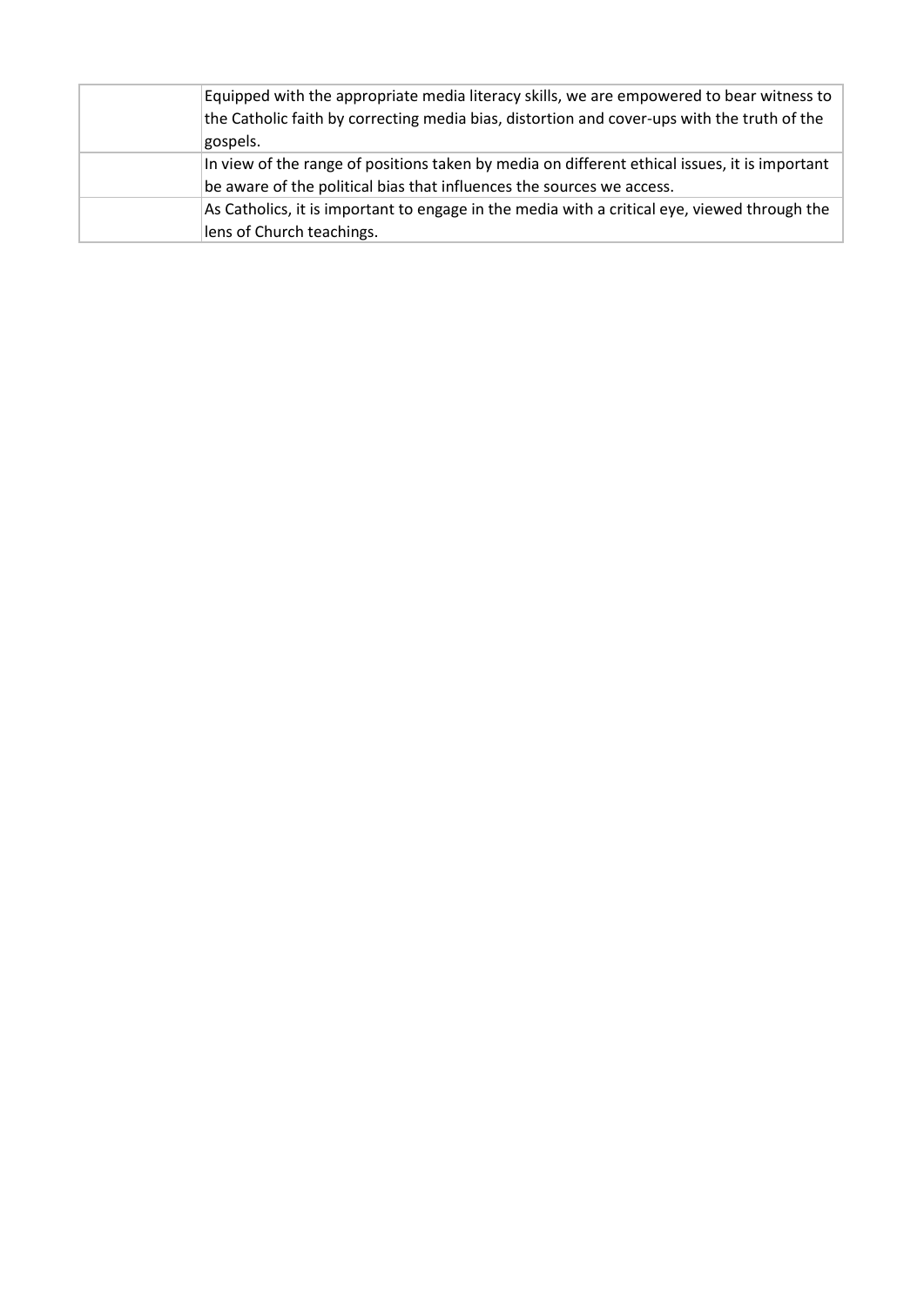| | |
|---|---|
| | Equipped with the appropriate media literacy skills, we are empowered to bear witness to the Catholic faith by correcting media bias, distortion and cover-ups with the truth of the gospels. |
| | In view of the range of positions taken by media on different ethical issues, it is important be aware of the political bias that influences the sources we access. |
| | As Catholics, it is important to engage in the media with a critical eye, viewed through the lens of Church teachings. |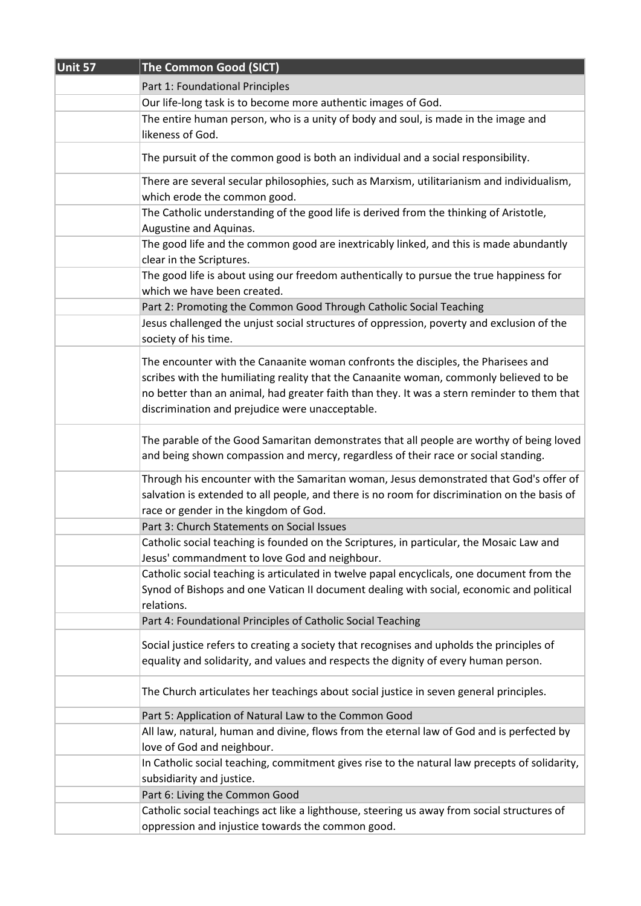| Unit 57 | The Common Good (SICT) |
| --- | --- |
| | Part 1: Foundational Principles |
| | Our life-long task is to become more authentic images of God. |
| | The entire human person, who is a unity of body and soul, is made in the image and likeness of God. |
| | The pursuit of the common good is both an individual and a social responsibility. |
| | There are several secular philosophies, such as Marxism, utilitarianism and individualism, which erode the common good. |
| | The Catholic understanding of the good life is derived from the thinking of Aristotle, Augustine and Aquinas. |
| | The good life and the common good are inextricably linked, and this is made abundantly clear in the Scriptures. |
| | The good life is about using our freedom authentically to pursue the true happiness for which we have been created. |
| | Part 2: Promoting the Common Good Through Catholic Social Teaching |
| | Jesus challenged the unjust social structures of oppression, poverty and exclusion of the society of his time. |
| | The encounter with the Canaanite woman confronts the disciples, the Pharisees and scribes with the humiliating reality that the Canaanite woman, commonly believed to be no better than an animal, had greater faith than they. It was a stern reminder to them that discrimination and prejudice were unacceptable. |
| | The parable of the Good Samaritan demonstrates that all people are worthy of being loved and being shown compassion and mercy, regardless of their race or social standing. |
| | Through his encounter with the Samaritan woman, Jesus demonstrated that God's offer of salvation is extended to all people, and there is no room for discrimination on the basis of race or gender in the kingdom of God. |
| | Part 3: Church Statements on Social Issues |
| | Catholic social teaching is founded on the Scriptures, in particular, the Mosaic Law and Jesus' commandment to love God and neighbour. |
| | Catholic social teaching is articulated in twelve papal encyclicals, one document from the Synod of Bishops and one Vatican II document dealing with social, economic and political relations. |
| | Part 4: Foundational Principles of Catholic Social Teaching |
| | Social justice refers to creating a society that recognises and upholds the principles of equality and solidarity, and values and respects the dignity of every human person. |
| | The Church articulates her teachings about social justice in seven general principles. |
| | Part 5: Application of Natural Law to the Common Good |
| | All law, natural, human and divine, flows from the eternal law of God and is perfected by love of God and neighbour. |
| | In Catholic social teaching, commitment gives rise to the natural law precepts of solidarity, subsidiarity and justice. |
| | Part 6: Living the Common Good |
| | Catholic social teachings act like a lighthouse, steering us away from social structures of oppression and injustice towards the common good. |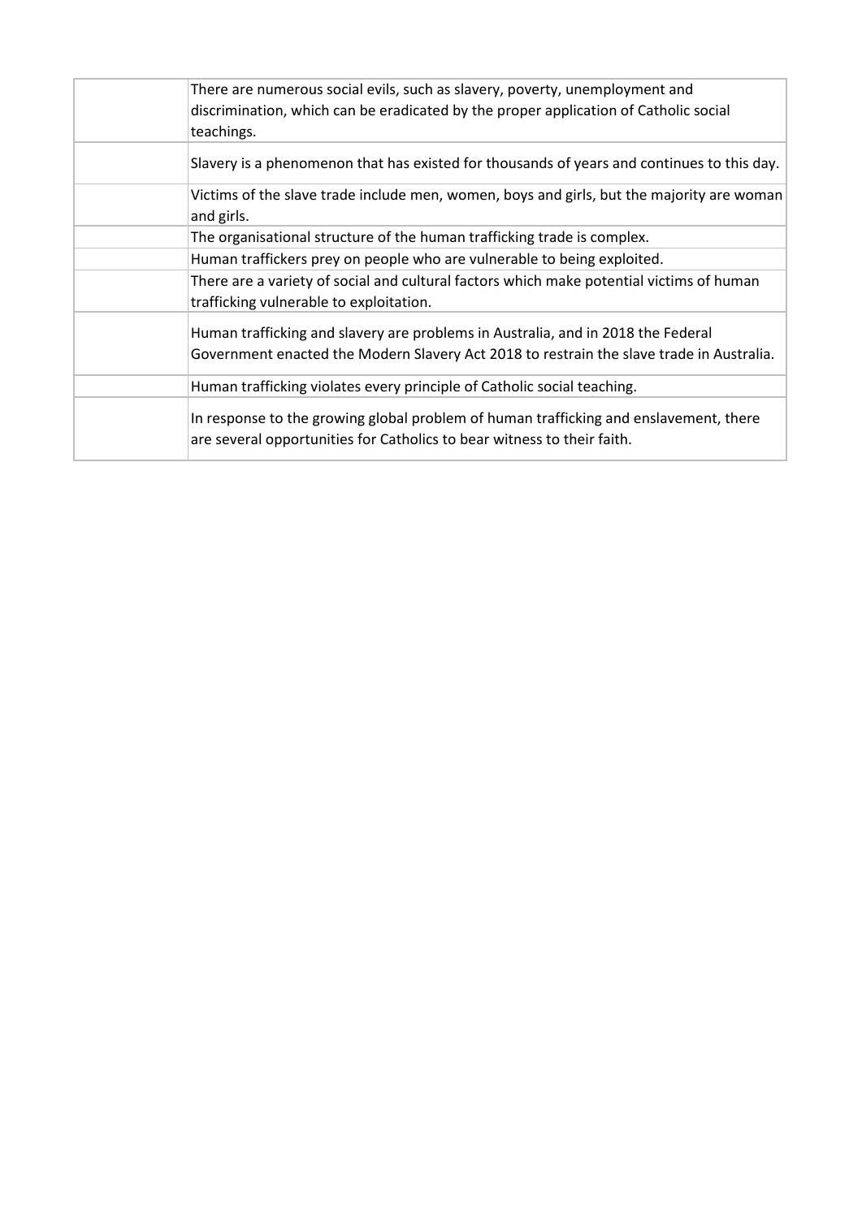| | |
|---|---|
| | There are numerous social evils, such as slavery, poverty, unemployment and discrimination, which can be eradicated by the proper application of Catholic social teachings. |
| | Slavery is a phenomenon that has existed for thousands of years and continues to this day. |
| | Victims of the slave trade include men, women, boys and girls, but the majority are woman and girls. |
| | The organisational structure of the human trafficking trade is complex. |
| | Human traffickers prey on people who are vulnerable to being exploited. |
| | There are a variety of social and cultural factors which make potential victims of human trafficking vulnerable to exploitation. |
| | Human trafficking and slavery are problems in Australia, and in 2018 the Federal Government enacted the Modern Slavery Act 2018 to restrain the slave trade in Australia. |
| | Human trafficking violates every principle of Catholic social teaching. |
| | In response to the growing global problem of human trafficking and enslavement, there are several opportunities for Catholics to bear witness to their faith. |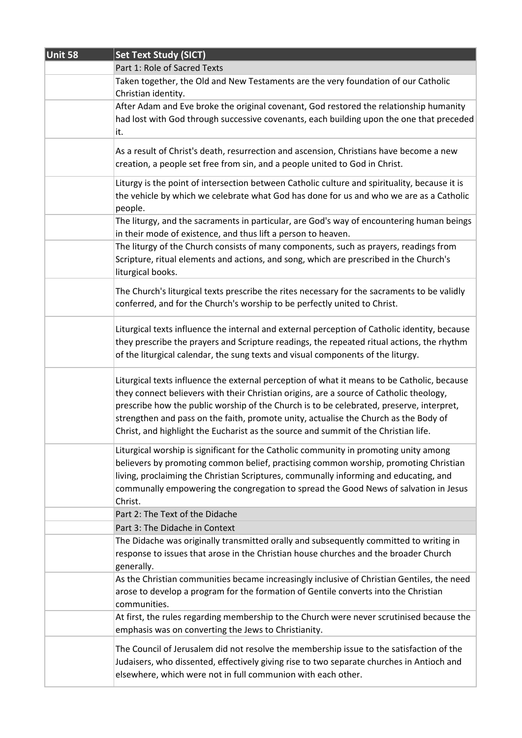| Unit 58 | Set Text Study (SICT) |
| --- | --- |
| | Part 1: Role of Sacred Texts |
| | Taken together, the Old and New Testaments are the very foundation of our Catholic Christian identity. |
| | After Adam and Eve broke the original covenant, God restored the relationship humanity had lost with God through successive covenants, each building upon the one that preceded it. |
| | As a result of Christ's death, resurrection and ascension, Christians have become a new creation, a people set free from sin, and a people united to God in Christ. |
| | Liturgy is the point of intersection between Catholic culture and spirituality, because it is the vehicle by which we celebrate what God has done for us and who we are as a Catholic people. |
| | The liturgy, and the sacraments in particular, are God's way of encountering human beings in their mode of existence, and thus lift a person to heaven. |
| | The liturgy of the Church consists of many components, such as prayers, readings from Scripture, ritual elements and actions, and song, which are prescribed in the Church's liturgical books. |
| | The Church's liturgical texts prescribe the rites necessary for the sacraments to be validly conferred, and for the Church's worship to be perfectly united to Christ. |
| | Liturgical texts influence the internal and external perception of Catholic identity, because they prescribe the prayers and Scripture readings, the repeated ritual actions, the rhythm of the liturgical calendar, the sung texts and visual components of the liturgy. |
| | Liturgical texts influence the external perception of what it means to be Catholic, because they connect believers with their Christian origins, are a source of Catholic theology, prescribe how the public worship of the Church is to be celebrated, preserve, interpret, strengthen and pass on the faith, promote unity, actualise the Church as the Body of Christ, and highlight the Eucharist as the source and summit of the Christian life. |
| | Liturgical worship is significant for the Catholic community in promoting unity among believers by promoting common belief, practising common worship, promoting Christian living, proclaiming the Christian Scriptures, communally informing and educating, and communally empowering the congregation to spread the Good News of salvation in Jesus Christ. |
| | Part 2: The Text of the Didache |
| | Part 3: The Didache in Context |
| | The Didache was originally transmitted orally and subsequently committed to writing in response to issues that arose in the Christian house churches and the broader Church generally. |
| | As the Christian communities became increasingly inclusive of Christian Gentiles, the need arose to develop a program for the formation of Gentile converts into the Christian communities. |
| | At first, the rules regarding membership to the Church were never scrutinised because the emphasis was on converting the Jews to Christianity. |
| | The Council of Jerusalem did not resolve the membership issue to the satisfaction of the Judaisers, who dissented, effectively giving rise to two separate churches in Antioch and elsewhere, which were not in full communion with each other. |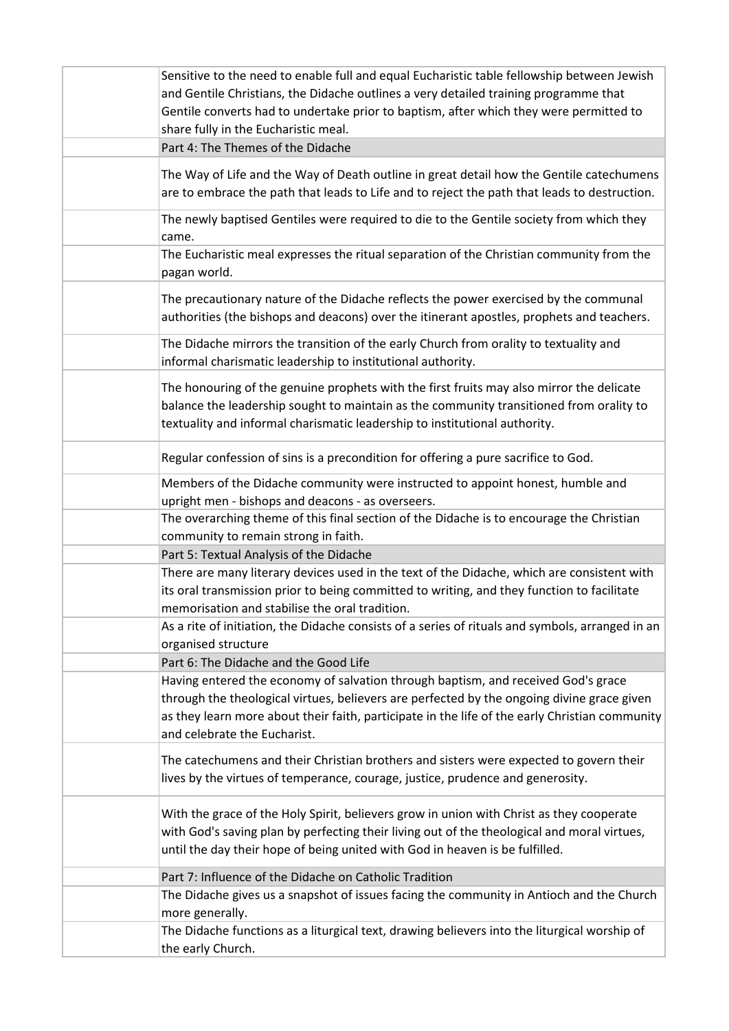| | |
|---|---|
| | Sensitive to the need to enable full and equal Eucharistic table fellowship between Jewish and Gentile Christians, the Didache outlines a very detailed training programme that Gentile converts had to undertake prior to baptism, after which they were permitted to share fully in the Eucharistic meal. |
| | Part 4: The Themes of the Didache |
| | The Way of Life and the Way of Death outline in great detail how the Gentile catechumens are to embrace the path that leads to Life and to reject the path that leads to destruction. |
| | The newly baptised Gentiles were required to die to the Gentile society from which they came. |
| | The Eucharistic meal expresses the ritual separation of the Christian community from the pagan world. |
| | The precautionary nature of the Didache reflects the power exercised by the communal authorities (the bishops and deacons) over the itinerant apostles, prophets and teachers. |
| | The Didache mirrors the transition of the early Church from orality to textuality and informal charismatic leadership to institutional authority. |
| | The honouring of the genuine prophets with the first fruits may also mirror the delicate balance the leadership sought to maintain as the community transitioned from orality to textuality and informal charismatic leadership to institutional authority. |
| | Regular confession of sins is a precondition for offering a pure sacrifice to God. |
| | Members of the Didache community were instructed to appoint honest, humble and upright men - bishops and deacons - as overseers. |
| | The overarching theme of this final section of the Didache is to encourage the Christian community to remain strong in faith. |
| | Part 5: Textual Analysis of the Didache |
| | There are many literary devices used in the text of the Didache, which are consistent with its oral transmission prior to being committed to writing, and they function to facilitate memorisation and stabilise the oral tradition. |
| | As a rite of initiation, the Didache consists of a series of rituals and symbols, arranged in an organised structure |
| | Part 6: The Didache and the Good Life |
| | Having entered the economy of salvation through baptism, and received God's grace through the theological virtues, believers are perfected by the ongoing divine grace given as they learn more about their faith, participate in the life of the early Christian community and celebrate the Eucharist. |
| | The catechumens and their Christian brothers and sisters were expected to govern their lives by the virtues of temperance, courage, justice, prudence and generosity. |
| | With the grace of the Holy Spirit, believers grow in union with Christ as they cooperate with God's saving plan by perfecting their living out of the theological and moral virtues, until the day their hope of being united with God in heaven is be fulfilled. |
| | Part 7: Influence of the Didache on Catholic Tradition |
| | The Didache gives us a snapshot of issues facing the community in Antioch and the Church more generally. |
| | The Didache functions as a liturgical text, drawing believers into the liturgical worship of the early Church. |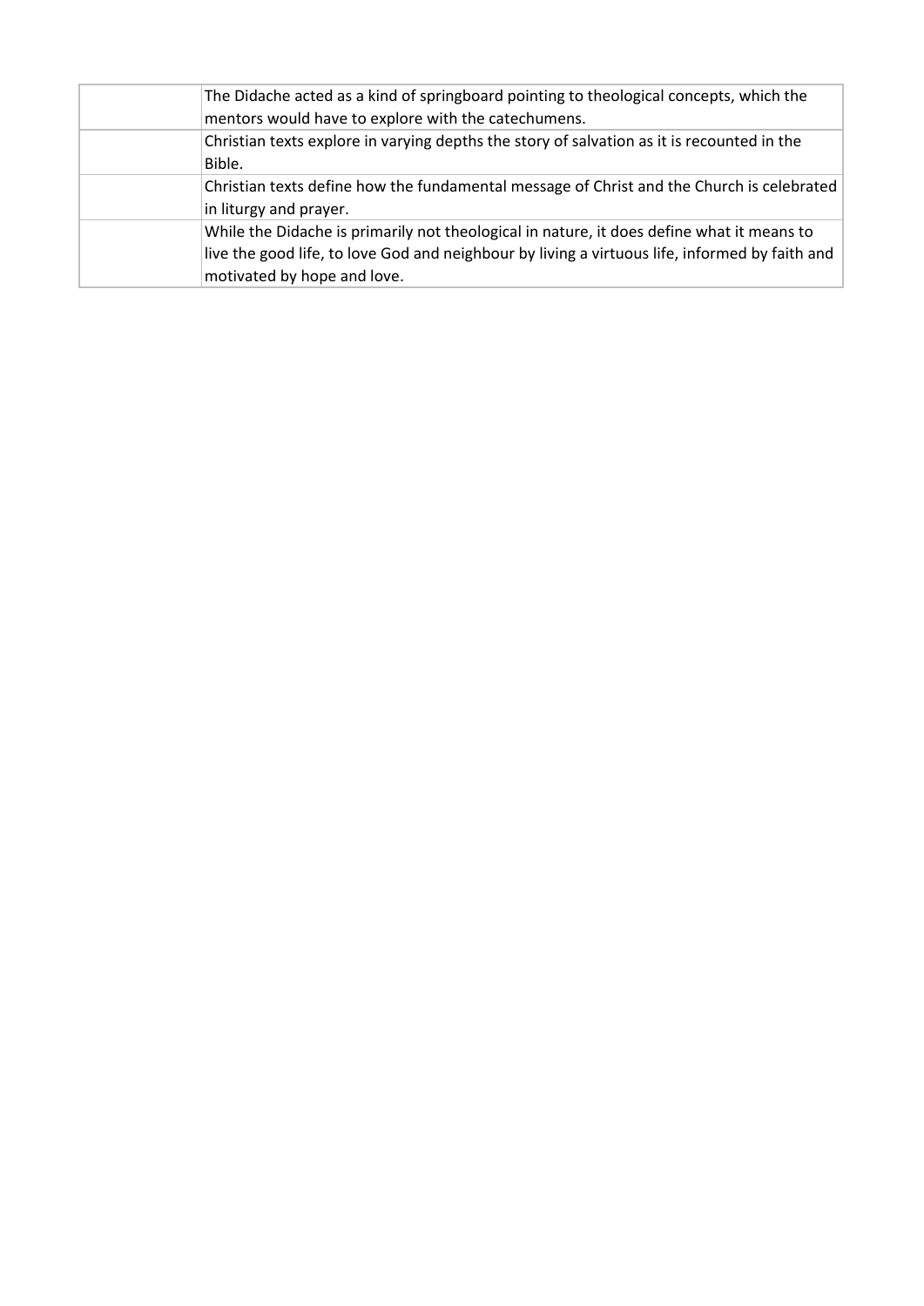| | |
|---|---|
| | The Didache acted as a kind of springboard pointing to theological concepts, which the mentors would have to explore with the catechumens. |
| | Christian texts explore in varying depths the story of salvation as it is recounted in the Bible. |
| | Christian texts define how the fundamental message of Christ and the Church is celebrated in liturgy and prayer. |
| | While the Didache is primarily not theological in nature, it does define what it means to live the good life, to love God and neighbour by living a virtuous life, informed by faith and motivated by hope and love. |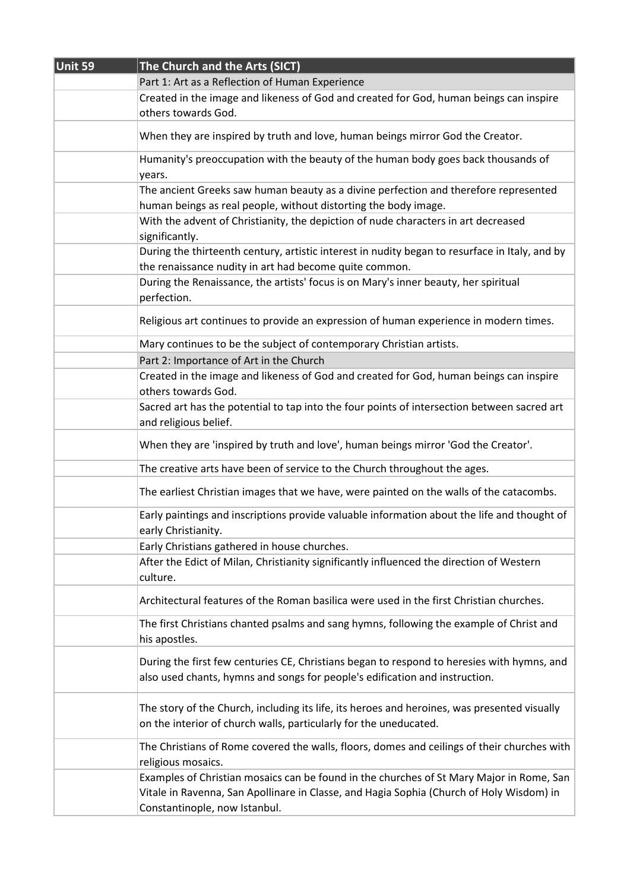| Unit 59 | The Church and the Arts (SICT) |
|---|---|
| | Part 1: Art as a Reflection of Human Experience |
| | Created in the image and likeness of God and created for God, human beings can inspire others towards God. |
| | When they are inspired by truth and love, human beings mirror God the Creator. |
| | Humanity's preoccupation with the beauty of the human body goes back thousands of years. |
| | The ancient Greeks saw human beauty as a divine perfection and therefore represented human beings as real people, without distorting the body image. |
| | With the advent of Christianity, the depiction of nude characters in art decreased significantly. |
| | During the thirteenth century, artistic interest in nudity began to resurface in Italy, and by the renaissance nudity in art had become quite common. |
| | During the Renaissance, the artists' focus is on Mary's inner beauty, her spiritual perfection. |
| | Religious art continues to provide an expression of human experience in modern times. |
| | Mary continues to be the subject of contemporary Christian artists. |
| | Part 2: Importance of Art in the Church |
| | Created in the image and likeness of God and created for God, human beings can inspire others towards God. |
| | Sacred art has the potential to tap into the four points of intersection between sacred art and religious belief. |
| | When they are 'inspired by truth and love', human beings mirror 'God the Creator'. |
| | The creative arts have been of service to the Church throughout the ages. |
| | The earliest Christian images that we have, were painted on the walls of the catacombs. |
| | Early paintings and inscriptions provide valuable information about the life and thought of early Christianity. |
| | Early Christians gathered in house churches. |
| | After the Edict of Milan, Christianity significantly influenced the direction of Western culture. |
| | Architectural features of the Roman basilica were used in the first Christian churches. |
| | The first Christians chanted psalms and sang hymns, following the example of Christ and his apostles. |
| | During the first few centuries CE, Christians began to respond to heresies with hymns, and also used chants, hymns and songs for people's edification and instruction. |
| | The story of the Church, including its life, its heroes and heroines, was presented visually on the interior of church walls, particularly for the uneducated. |
| | The Christians of Rome covered the walls, floors, domes and ceilings of their churches with religious mosaics. |
| | Examples of Christian mosaics can be found in the churches of St Mary Major in Rome, San Vitale in Ravenna, San Apollinare in Classe, and Hagia Sophia (Church of Holy Wisdom) in Constantinople, now Istanbul. |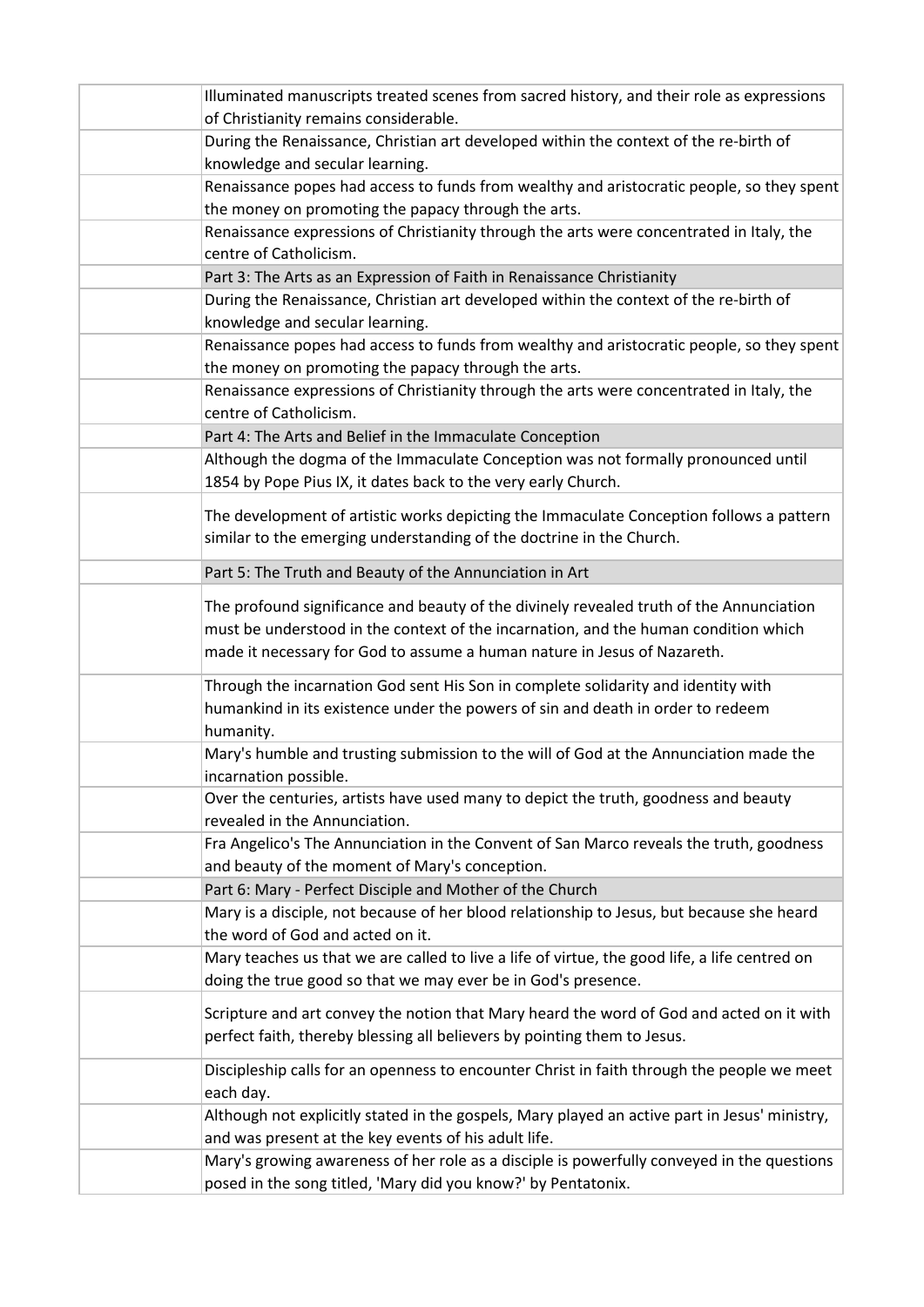| | |
|---|---|
| | Illuminated manuscripts treated scenes from sacred history, and their role as expressions of Christianity remains considerable. |
| | During the Renaissance, Christian art developed within the context of the re-birth of knowledge and secular learning. |
| | Renaissance popes had access to funds from wealthy and aristocratic people, so they spent the money on promoting the papacy through the arts. |
| | Renaissance expressions of Christianity through the arts were concentrated in Italy, the centre of Catholicism. |
| | Part 3: The Arts as an Expression of Faith in Renaissance Christianity |
| | During the Renaissance, Christian art developed within the context of the re-birth of knowledge and secular learning. |
| | Renaissance popes had access to funds from wealthy and aristocratic people, so they spent the money on promoting the papacy through the arts. |
| | Renaissance expressions of Christianity through the arts were concentrated in Italy, the centre of Catholicism. |
| | Part 4: The Arts and Belief in the Immaculate Conception |
| | Although the dogma of the Immaculate Conception was not formally pronounced until 1854 by Pope Pius IX, it dates back to the very early Church. |
| | The development of artistic works depicting the Immaculate Conception follows a pattern similar to the emerging understanding of the doctrine in the Church. |
| | Part 5: The Truth and Beauty of the Annunciation in Art |
| | The profound significance and beauty of the divinely revealed truth of the Annunciation must be understood in the context of the incarnation, and the human condition which made it necessary for God to assume a human nature in Jesus of Nazareth. |
| | Through the incarnation God sent His Son in complete solidarity and identity with humankind in its existence under the powers of sin and death in order to redeem humanity. |
| | Mary's humble and trusting submission to the will of God at the Annunciation made the incarnation possible. |
| | Over the centuries, artists have used many to depict the truth, goodness and beauty revealed in the Annunciation. |
| | Fra Angelico's The Annunciation in the Convent of San Marco reveals the truth, goodness and beauty of the moment of Mary's conception. |
| | Part 6: Mary - Perfect Disciple and Mother of the Church |
| | Mary is a disciple, not because of her blood relationship to Jesus, but because she heard the word of God and acted on it. |
| | Mary teaches us that we are called to live a life of virtue, the good life, a life centred on doing the true good so that we may ever be in God's presence. |
| | Scripture and art convey the notion that Mary heard the word of God and acted on it with perfect faith, thereby blessing all believers by pointing them to Jesus. |
| | Discipleship calls for an openness to encounter Christ in faith through the people we meet each day. |
| | Although not explicitly stated in the gospels, Mary played an active part in Jesus' ministry, and was present at the key events of his adult life. |
| | Mary's growing awareness of her role as a disciple is powerfully conveyed in the questions posed in the song titled, 'Mary did you know?' by Pentatonix. |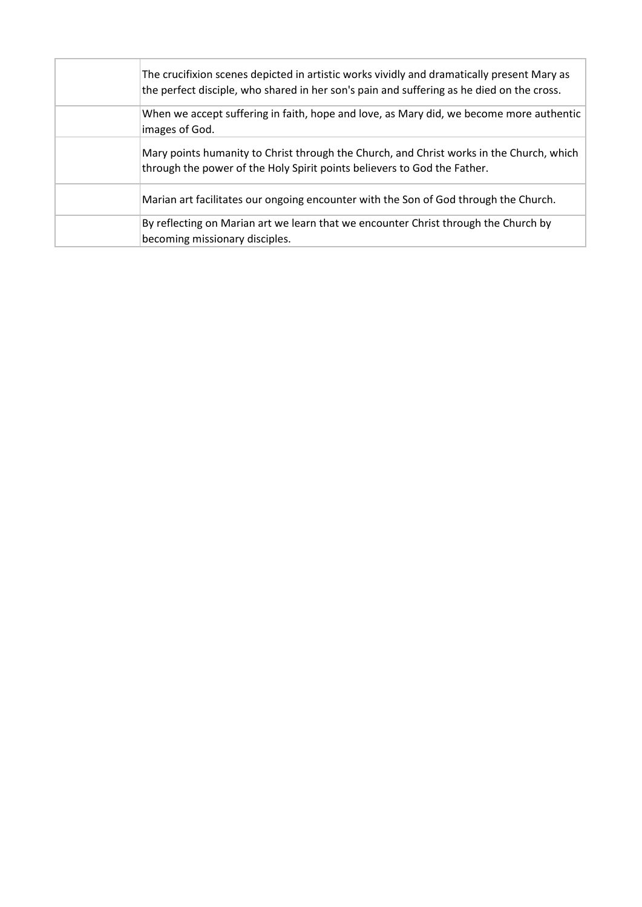| | |
|---|---|
| | The crucifixion scenes depicted in artistic works vividly and dramatically present Mary as the perfect disciple, who shared in her son's pain and suffering as he died on the cross. |
| | When we accept suffering in faith, hope and love, as Mary did, we become more authentic images of God. |
| | Mary points humanity to Christ through the Church, and Christ works in the Church, which through the power of the Holy Spirit points believers to God the Father. |
| | Marian art facilitates our ongoing encounter with the Son of God through the Church. |
| | By reflecting on Marian art we learn that we encounter Christ through the Church by becoming missionary disciples. |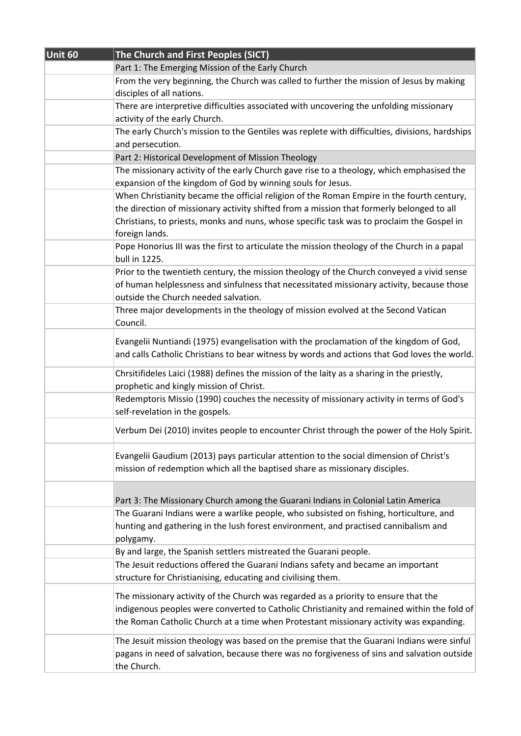| Unit 60 | The Church and First Peoples (SICT) |
| --- | --- |
| | Part 1: The Emerging Mission of the Early Church |
| | From the very beginning, the Church was called to further the mission of Jesus by making disciples of all nations. |
| | There are interpretive difficulties associated with uncovering the unfolding missionary activity of the early Church. |
| | The early Church's mission to the Gentiles was replete with difficulties, divisions, hardships and persecution. |
| | Part 2: Historical Development of Mission Theology |
| | The missionary activity of the early Church gave rise to a theology, which emphasised the expansion of the kingdom of God by winning souls for Jesus. |
| | When Christianity became the official religion of the Roman Empire in the fourth century, the direction of missionary activity shifted from a mission that formerly belonged to all Christians, to priests, monks and nuns, whose specific task was to proclaim the Gospel in foreign lands. |
| | Pope Honorius III was the first to articulate the mission theology of the Church in a papal bull in 1225. |
| | Prior to the twentieth century, the mission theology of the Church conveyed a vivid sense of human helplessness and sinfulness that necessitated missionary activity, because those outside the Church needed salvation. |
| | Three major developments in the theology of mission evolved at the Second Vatican Council. |
| | Evangelii Nuntiandi (1975) evangelisation with the proclamation of the kingdom of God, and calls Catholic Christians to bear witness by words and actions that God loves the world. |
| | Chrsitifideles Laici (1988) defines the mission of the laity as a sharing in the priestly, prophetic and kingly mission of Christ. |
| | Redemptoris Missio (1990) couches the necessity of missionary activity in terms of God's self-revelation in the gospels. |
| | Verbum Dei (2010) invites people to encounter Christ through the power of the Holy Spirit. |
| | Evangelii Gaudium (2013) pays particular attention to the social dimension of Christ's mission of redemption which all the baptised share as missionary disciples. |
| | Part 3: The Missionary Church among the Guarani Indians in Colonial Latin America |
| | The Guarani Indians were a warlike people, who subsisted on fishing, horticulture, and hunting and gathering in the lush forest environment, and practised cannibalism and polygamy. |
| | By and large, the Spanish settlers mistreated the Guarani people. |
| | The Jesuit reductions offered the Guarani Indians safety and became an important structure for Christianising, educating and civilising them. |
| | The missionary activity of the Church was regarded as a priority to ensure that the indigenous peoples were converted to Catholic Christianity and remained within the fold of the Roman Catholic Church at a time when Protestant missionary activity was expanding. |
| | The Jesuit mission theology was based on the premise that the Guarani Indians were sinful pagans in need of salvation, because there was no forgiveness of sins and salvation outside the Church. |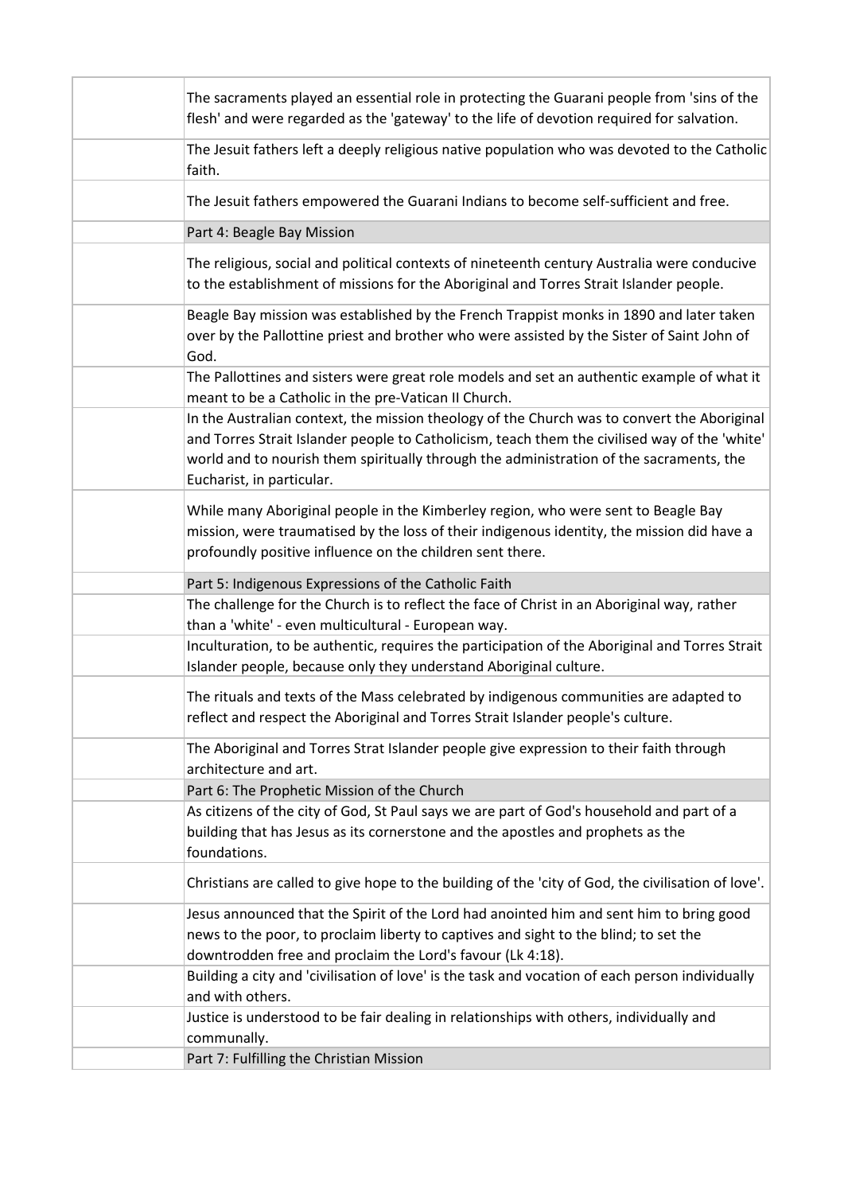| | |
|---|---|
| | The sacraments played an essential role in protecting the Guarani people from 'sins of the flesh' and were regarded as the 'gateway' to the life of devotion required for salvation. |
| | The Jesuit fathers left a deeply religious native population who was devoted to the Catholic faith. |
| | The Jesuit fathers empowered the Guarani Indians to become self-sufficient and free. |
| | Part 4: Beagle Bay Mission |
| | The religious, social and political contexts of nineteenth century Australia were conducive to the establishment of missions for the Aboriginal and Torres Strait Islander people. |
| | Beagle Bay mission was established by the French Trappist monks in 1890 and later taken over by the Pallottine priest and brother who were assisted by the Sister of Saint John of God. |
| | The Pallottines and sisters were great role models and set an authentic example of what it meant to be a Catholic in the pre-Vatican II Church. |
| | In the Australian context, the mission theology of the Church was to convert the Aboriginal and Torres Strait Islander people to Catholicism, teach them the civilised way of the 'white' world and to nourish them spiritually through the administration of the sacraments, the Eucharist, in particular. |
| | While many Aboriginal people in the Kimberley region, who were sent to Beagle Bay mission, were traumatised by the loss of their indigenous identity, the mission did have a profoundly positive influence on the children sent there. |
| | Part 5: Indigenous Expressions of the Catholic Faith |
| | The challenge for the Church is to reflect the face of Christ in an Aboriginal way, rather than a 'white' - even multicultural - European way. |
| | Inculturation, to be authentic, requires the participation of the Aboriginal and Torres Strait Islander people, because only they understand Aboriginal culture. |
| | The rituals and texts of the Mass celebrated by indigenous communities are adapted to reflect and respect the Aboriginal and Torres Strait Islander people's culture. |
| | The Aboriginal and Torres Strat Islander people give expression to their faith through architecture and art. |
| | Part 6: The Prophetic Mission of the Church |
| | As citizens of the city of God, St Paul says we are part of God's household and part of a building that has Jesus as its cornerstone and the apostles and prophets as the foundations. |
| | Christians are called to give hope to the building of the 'city of God, the civilisation of love'. |
| | Jesus announced that the Spirit of the Lord had anointed him and sent him to bring good news to the poor, to proclaim liberty to captives and sight to the blind; to set the downtrodden free and proclaim the Lord's favour (Lk 4:18). |
| | Building a city and 'civilisation of love' is the task and vocation of each person individually and with others. |
| | Justice is understood to be fair dealing in relationships with others, individually and communally. |
| | Part 7: Fulfilling the Christian Mission |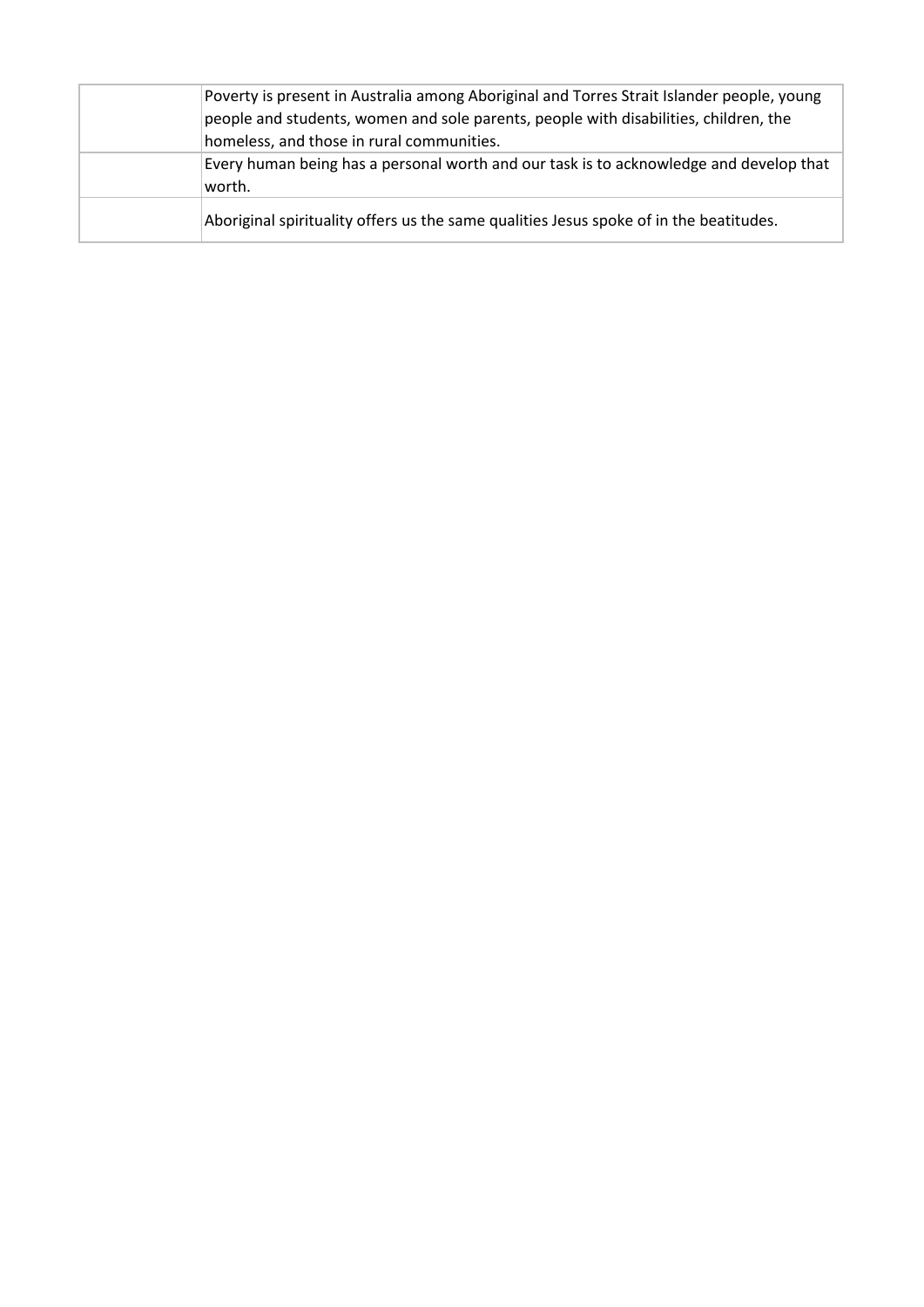| | |
|---|---|
| | Poverty is present in Australia among Aboriginal and Torres Strait Islander people, young people and students, women and sole parents, people with disabilities, children, the homeless, and those in rural communities. |
| | Every human being has a personal worth and our task is to acknowledge and develop that worth. |
| | Aboriginal spirituality offers us the same qualities Jesus spoke of in the beatitudes. |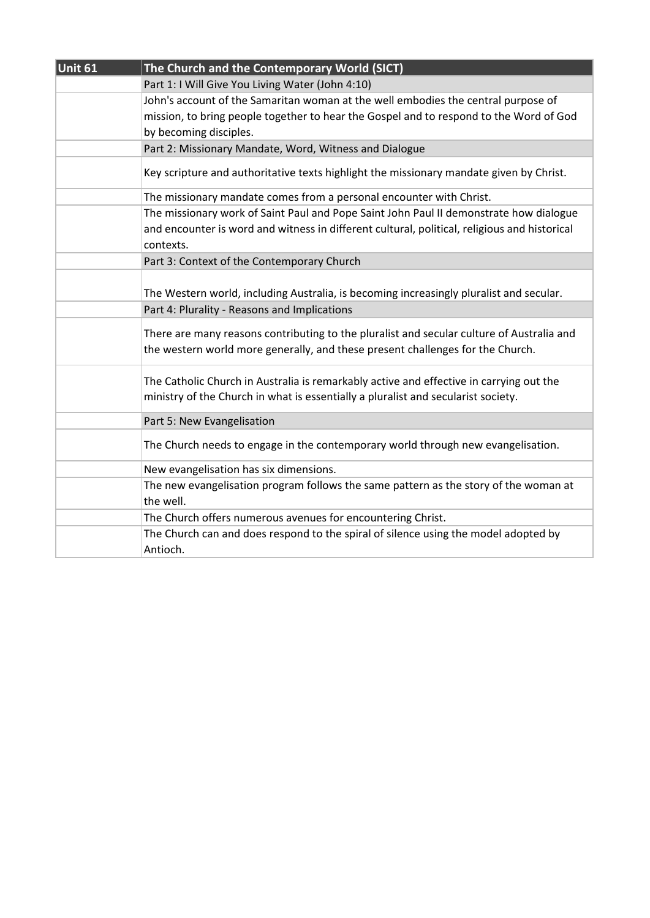| Unit 61 | The Church and the Contemporary World (SICT) |
| --- | --- |
| | Part 1: I Will Give You Living Water (John 4:10) |
| | John's account of the Samaritan woman at the well embodies the central purpose of mission, to bring people together to hear the Gospel and to respond to the Word of God by becoming disciples. |
| | Part 2: Missionary Mandate, Word, Witness and Dialogue |
| | Key scripture and authoritative texts highlight the missionary mandate given by Christ. |
| | The missionary mandate comes from a personal encounter with Christ. |
| | The missionary work of Saint Paul and Pope Saint John Paul II demonstrate how dialogue and encounter is word and witness in different cultural, political, religious and historical contexts. |
| | Part 3: Context of the Contemporary Church |
| | The Western world, including Australia, is becoming increasingly pluralist and secular. |
| | Part 4: Plurality - Reasons and Implications |
| | There are many reasons contributing to the pluralist and secular culture of Australia and the western world more generally, and these present challenges for the Church. |
| | The Catholic Church in Australia is remarkably active and effective in carrying out the ministry of the Church in what is essentially a pluralist and secularist society. |
| | Part 5: New Evangelisation |
| | The Church needs to engage in the contemporary world through new evangelisation. |
| | New evangelisation has six dimensions. |
| | The new evangelisation program follows the same pattern as the story of the woman at the well. |
| | The Church offers numerous avenues for encountering Christ. |
| | The Church can and does respond to the spiral of silence using the model adopted by Antioch. |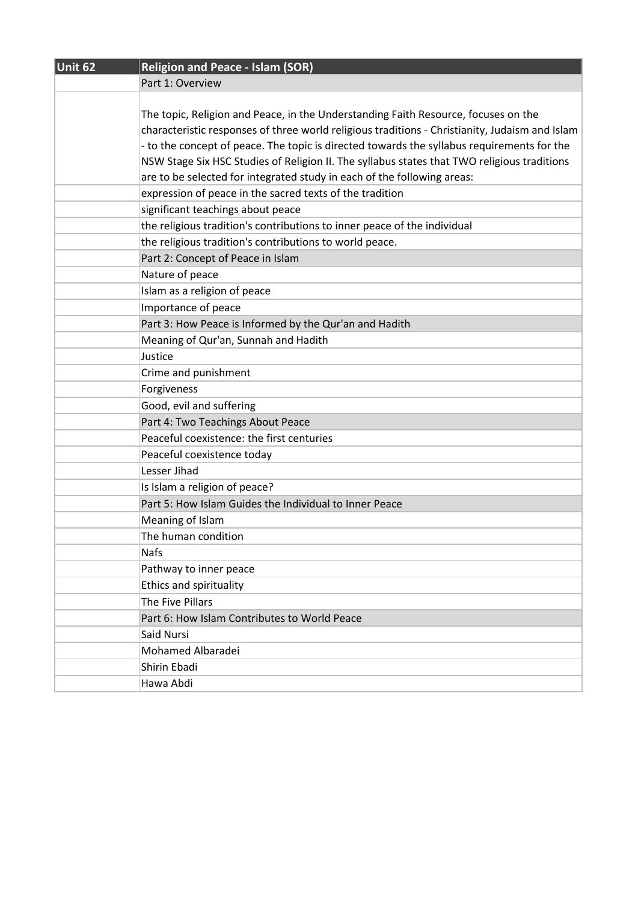| Unit 62 | Religion and Peace - Islam (SOR) |
|---|---|
| | Part 1: Overview |
| | The topic, Religion and Peace, in the Understanding Faith Resource, focuses on the characteristic responses of three world religious traditions - Christianity, Judaism and Islam - to the concept of peace. The topic is directed towards the syllabus requirements for the NSW Stage Six HSC Studies of Religion II. The syllabus states that TWO religious traditions are to be selected for integrated study in each of the following areas: |
| | expression of peace in the sacred texts of the tradition |
| | significant teachings about peace |
| | the religious tradition's contributions to inner peace of the individual |
| | the religious tradition's contributions to world peace. |
| | Part 2: Concept of Peace in Islam |
| | Nature of peace |
| | Islam as a religion of peace |
| | Importance of peace |
| | Part 3: How Peace is Informed by the Qur'an and Hadith |
| | Meaning of Qur'an, Sunnah and Hadith |
| | Justice |
| | Crime and punishment |
| | Forgiveness |
| | Good, evil and suffering |
| | Part 4: Two Teachings About Peace |
| | Peaceful coexistence: the first centuries |
| | Peaceful coexistence today |
| | Lesser Jihad |
| | Is Islam a religion of peace? |
| | Part 5: How Islam Guides the Individual to Inner Peace |
| | Meaning of Islam |
| | The human condition |
| | Nafs |
| | Pathway to inner peace |
| | Ethics and spirituality |
| | The Five Pillars |
| | Part 6: How Islam Contributes to World Peace |
| | Said Nursi |
| | Mohamed Albaradei |
| | Shirin Ebadi |
| | Hawa Abdi |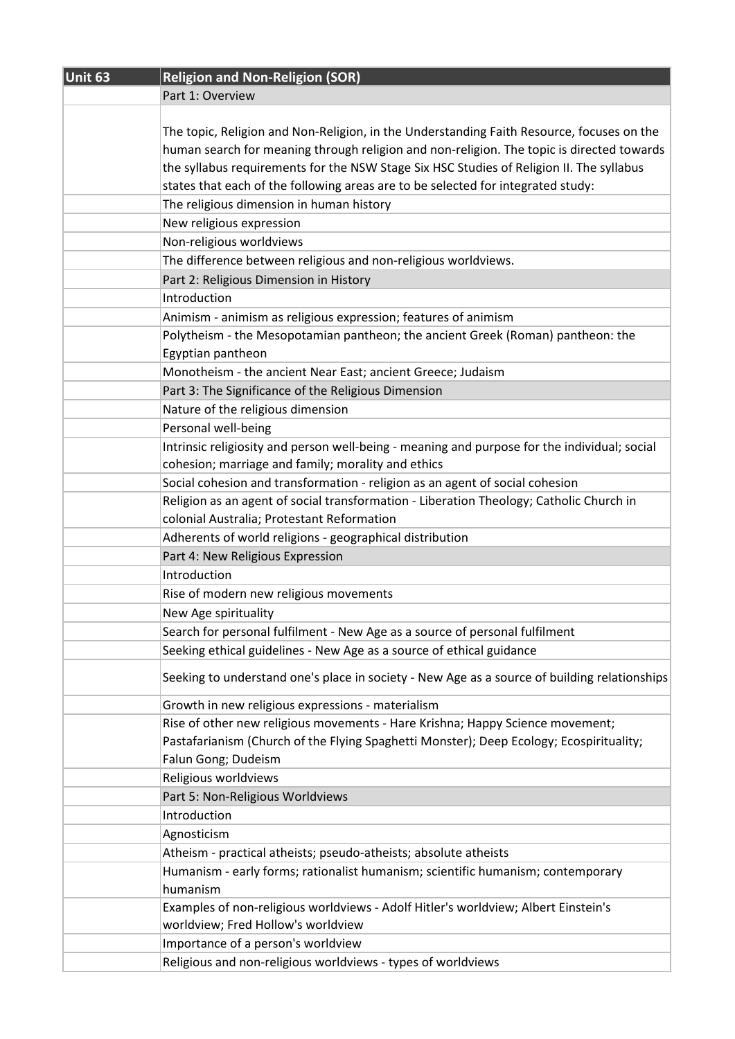| Unit 63 | Religion and Non-Religion (SOR) |
| --- | --- |
| | Part 1: Overview |
| | The topic, Religion and Non-Religion, in the Understanding Faith Resource, focuses on the human search for meaning through religion and non-religion. The topic is directed towards the syllabus requirements for the NSW Stage Six HSC Studies of Religion II. The syllabus states that each of the following areas are to be selected for integrated study: |
| | The religious dimension in human history |
| | New religious expression |
| | Non-religious worldviews |
| | The difference between religious and non-religious worldviews. |
| | Part 2: Religious Dimension in History |
| | Introduction |
| | Animism - animism as religious expression; features of animism |
| | Polytheism - the Mesopotamian pantheon; the ancient Greek (Roman) pantheon: the Egyptian pantheon |
| | Monotheism - the ancient Near East; ancient Greece; Judaism |
| | Part 3: The Significance of the Religious Dimension |
| | Nature of the religious dimension |
| | Personal well-being |
| | Intrinsic religiosity and person well-being - meaning and purpose for the individual; social cohesion; marriage and family; morality and ethics |
| | Social cohesion and transformation - religion as an agent of social cohesion |
| | Religion as an agent of social transformation - Liberation Theology; Catholic Church in colonial Australia; Protestant Reformation |
| | Adherents of world religions - geographical distribution |
| | Part 4: New Religious Expression |
| | Introduction |
| | Rise of modern new religious movements |
| | New Age spirituality |
| | Search for personal fulfilment - New Age as a source of personal fulfilment |
| | Seeking ethical guidelines - New Age as a source of ethical guidance |
| | Seeking to understand one's place in society - New Age as a source of building relationships |
| | Growth in new religious expressions - materialism |
| | Rise of other new religious movements - Hare Krishna; Happy Science movement; Pastafarianism (Church of the Flying Spaghetti Monster); Deep Ecology; Ecospirituality; Falun Gong; Dudeism |
| | Religious worldviews |
| | Part 5: Non-Religious Worldviews |
| | Introduction |
| | Agnosticism |
| | Atheism - practical atheists; pseudo-atheists; absolute atheists |
| | Humanism - early forms; rationalist humanism; scientific humanism; contemporary humanism |
| | Examples of non-religious worldviews - Adolf Hitler's worldview; Albert Einstein's worldview; Fred Hollow's worldview |
| | Importance of a person's worldview |
| | Religious and non-religious worldviews - types of worldviews |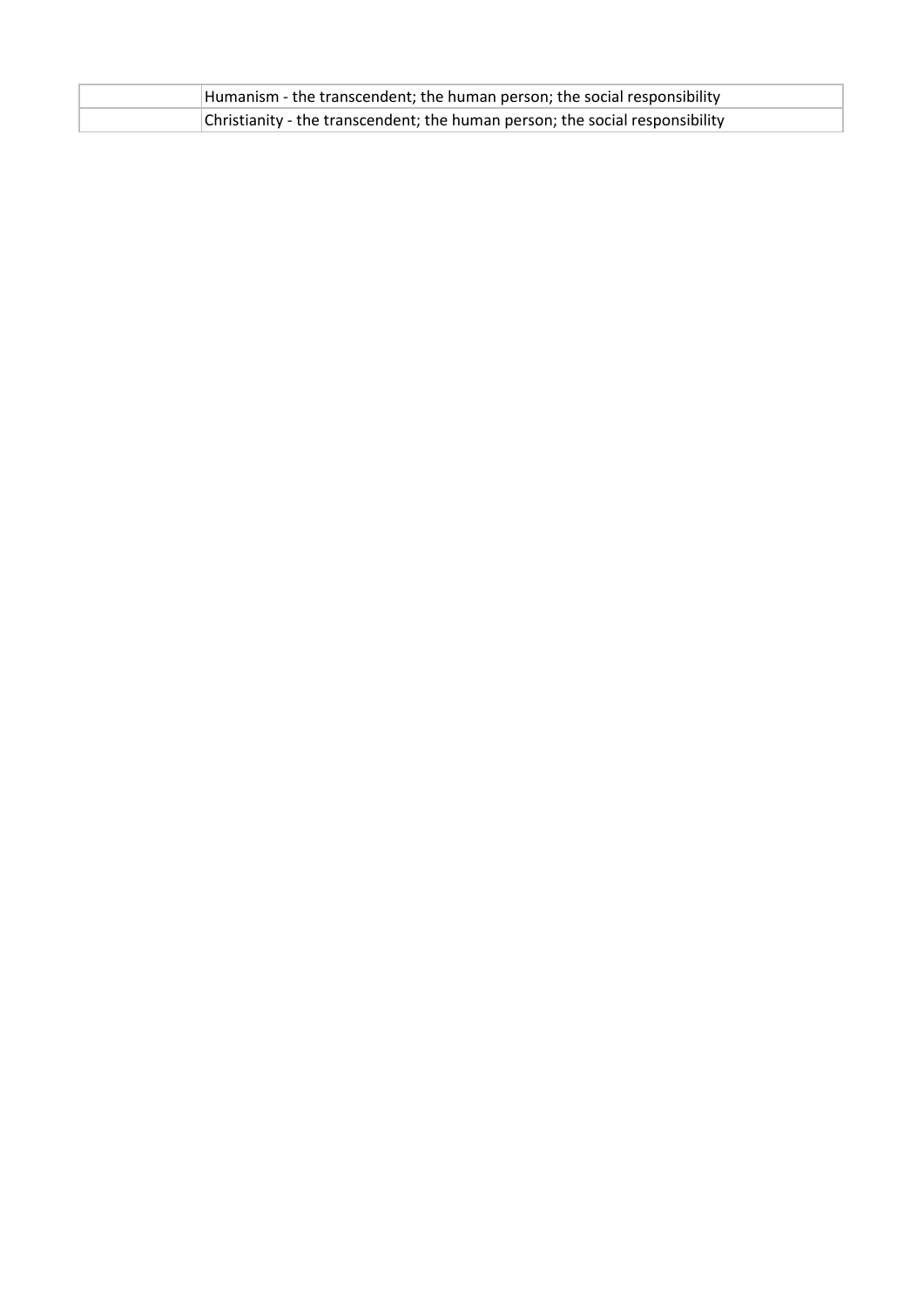| | |
|---|---|
| | Humanism - the transcendent; the human person; the social responsibility |
| | Christianity - the transcendent; the human person; the social responsibility |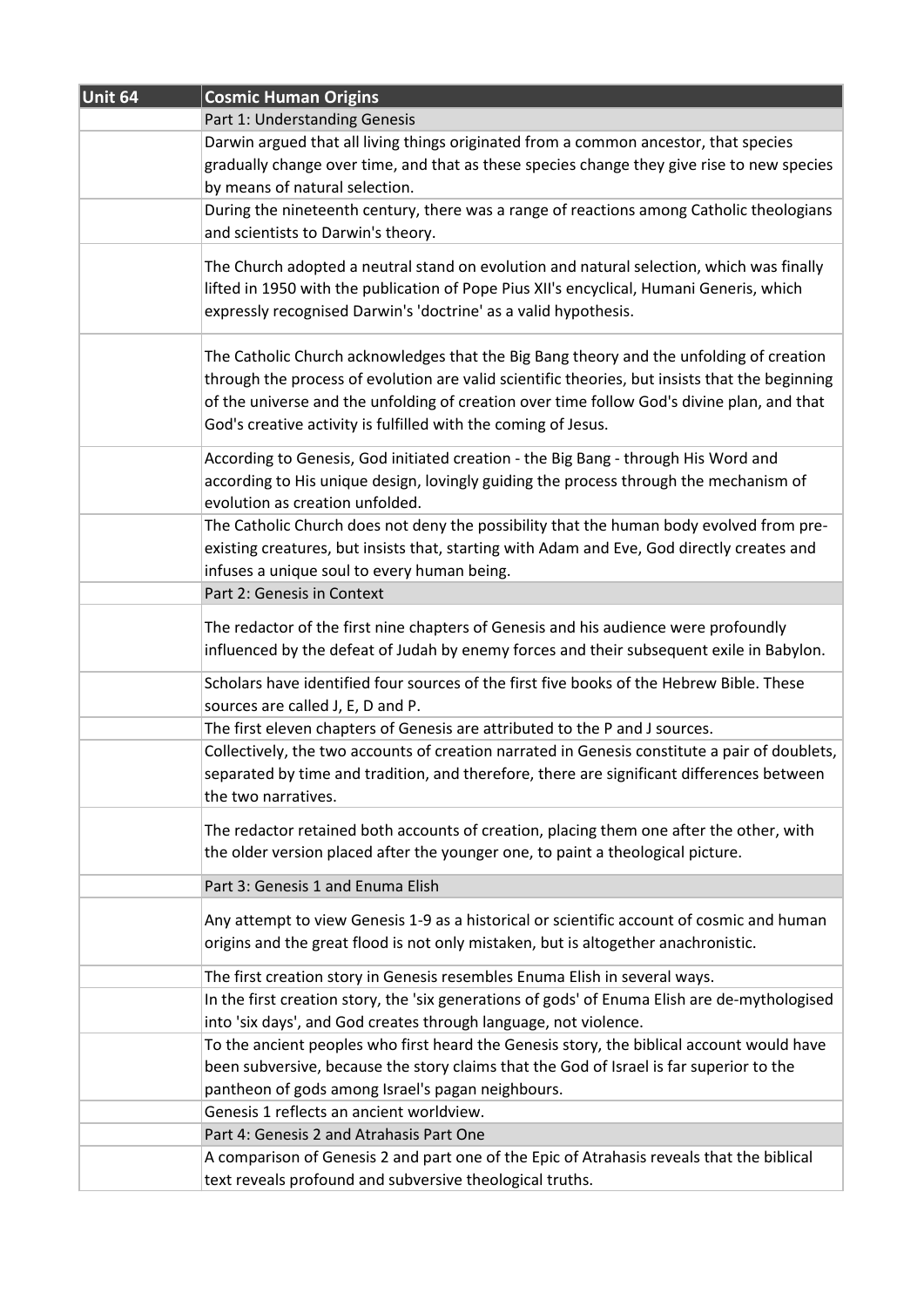| Unit 64 | Cosmic Human Origins |
| --- | --- |
| | Part 1: Understanding Genesis |
| | Darwin argued that all living things originated from a common ancestor, that species gradually change over time, and that as these species change they give rise to new species by means of natural selection. |
| | During the nineteenth century, there was a range of reactions among Catholic theologians and scientists to Darwin's theory. |
| | The Church adopted a neutral stand on evolution and natural selection, which was finally lifted in 1950 with the publication of Pope Pius XII's encyclical, Humani Generis, which expressly recognised Darwin's 'doctrine' as a valid hypothesis. |
| | The Catholic Church acknowledges that the Big Bang theory and the unfolding of creation through the process of evolution are valid scientific theories, but insists that the beginning of the universe and the unfolding of creation over time follow God's divine plan, and that God's creative activity is fulfilled with the coming of Jesus. |
| | According to Genesis, God initiated creation - the Big Bang - through His Word and according to His unique design, lovingly guiding the process through the mechanism of evolution as creation unfolded. |
| | The Catholic Church does not deny the possibility that the human body evolved from pre-existing creatures, but insists that, starting with Adam and Eve, God directly creates and infuses a unique soul to every human being. |
| | Part 2: Genesis in Context |
| | The redactor of the first nine chapters of Genesis and his audience were profoundly influenced by the defeat of Judah by enemy forces and their subsequent exile in Babylon. |
| | Scholars have identified four sources of the first five books of the Hebrew Bible. These sources are called J, E, D and P. |
| | The first eleven chapters of Genesis are attributed to the P and J sources. |
| | Collectively, the two accounts of creation narrated in Genesis constitute a pair of doublets, separated by time and tradition, and therefore, there are significant differences between the two narratives. |
| | The redactor retained both accounts of creation, placing them one after the other, with the older version placed after the younger one, to paint a theological picture. |
| | Part 3: Genesis 1 and Enuma Elish |
| | Any attempt to view Genesis 1-9 as a historical or scientific account of cosmic and human origins and the great flood is not only mistaken, but is altogether anachronistic. |
| | The first creation story in Genesis resembles Enuma Elish in several ways. |
| | In the first creation story, the 'six generations of gods' of Enuma Elish are de-mythologised into 'six days', and God creates through language, not violence. |
| | To the ancient peoples who first heard the Genesis story, the biblical account would have been subversive, because the story claims that the God of Israel is far superior to the pantheon of gods among Israel's pagan neighbours. |
| | Genesis 1 reflects an ancient worldview. |
| | Part 4: Genesis 2 and Atrahasis Part One |
| | A comparison of Genesis 2 and part one of the Epic of Atrahasis reveals that the biblical text reveals profound and subversive theological truths. |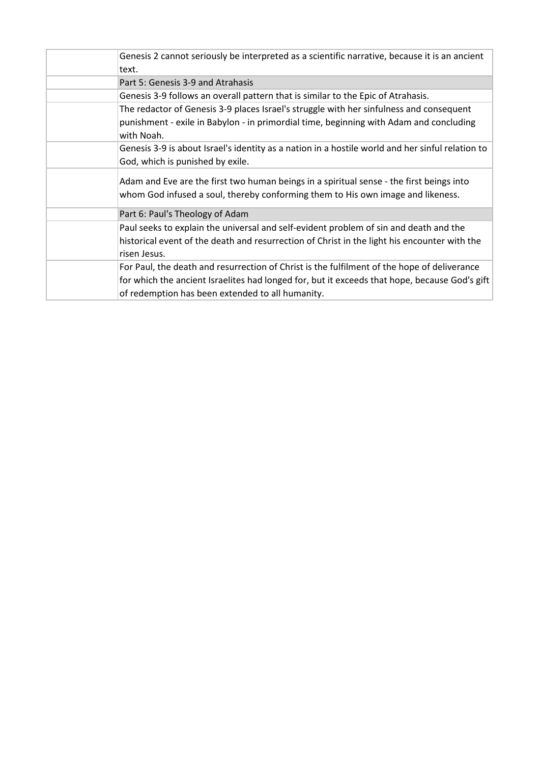| | |
|---|---|
| | Genesis 2 cannot seriously be interpreted as a scientific narrative, because it is an ancient text. |
| | Part 5: Genesis 3-9 and Atrahasis |
| | Genesis 3-9 follows an overall pattern that is similar to the Epic of Atrahasis. |
| | The redactor of Genesis 3-9 places Israel's struggle with her sinfulness and consequent punishment - exile in Babylon - in primordial time, beginning with Adam and concluding with Noah. |
| | Genesis 3-9 is about Israel's identity as a nation in a hostile world and her sinful relation to God, which is punished by exile. |
| | Adam and Eve are the first two human beings in a spiritual sense - the first beings into whom God infused a soul, thereby conforming them to His own image and likeness. |
| | Part 6: Paul's Theology of Adam |
| | Paul seeks to explain the universal and self-evident problem of sin and death and the historical event of the death and resurrection of Christ in the light his encounter with the risen Jesus. |
| | For Paul, the death and resurrection of Christ is the fulfilment of the hope of deliverance for which the ancient Israelites had longed for, but it exceeds that hope, because God's gift of redemption has been extended to all humanity. |